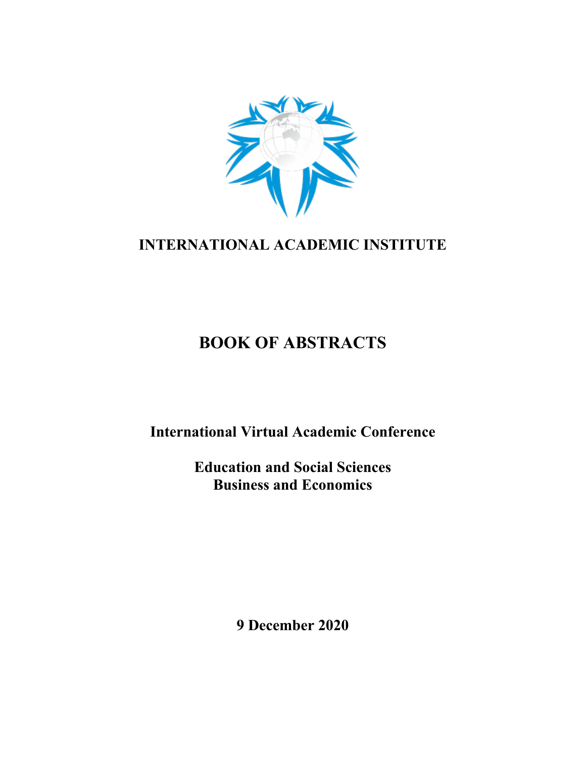# INTERNATIONAL ACADEMIC INSTITUTE

# BOOK OF ABSTRACTS

**International Virtual Academic Conference**

**Education and Social Sciences**
**Business and Economics**

**9 December 2020**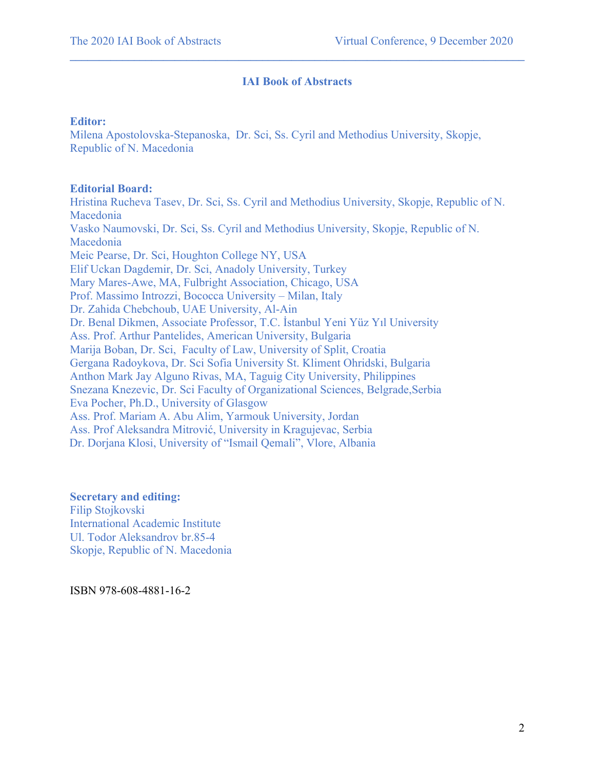## IAI Book of Abstracts

**Editor:**
Milena Apostolovska-Stepanoska, Dr. Sci, Ss. Cyril and Methodius University, Skopje, Republic of N. Macedonia

**Editorial Board:**
Hristina Rucheva Tasev, Dr. Sci, Ss. Cyril and Methodius University, Skopje, Republic of N. Macedonia
Vasko Naumovski, Dr. Sci, Ss. Cyril and Methodius University, Skopje, Republic of N. Macedonia
Meic Pearse, Dr. Sci, Houghton College NY, USA
Elif Uckan Dagdemir, Dr. Sci, Anadoly University, Turkey
Mary Mares-Awe, MA, Fulbright Association, Chicago, USA
Prof. Massimo Introzzi, Bococca University – Milan, Italy
Dr. Zahida Chebchoub, UAE University, Al-Ain
Dr. Benal Dikmen, Associate Professor, T.C. İstanbul Yeni Yüz Yıl University
Ass. Prof. Arthur Pantelides, American University, Bulgaria
Marija Boban, Dr. Sci, Faculty of Law, University of Split, Croatia
Gergana Radoykova, Dr. Sci Sofia University St. Kliment Ohridski, Bulgaria
Anthon Mark Jay Alguno Rivas, MA, Taguig City University, Philippines
Snezana Knezevic, Dr. Sci Faculty of Organizational Sciences, Belgrade,Serbia
Eva Pocher, Ph.D., University of Glasgow
Ass. Prof. Mariam A. Abu Alim, Yarmouk University, Jordan
Ass. Prof Aleksandra Mitrović, University in Kragujevac, Serbia
Dr. Dorjana Klosi, University of "Ismail Qemali", Vlore, Albania

**Secretary and editing:**
Filip Stojkovski
International Academic Institute
Ul. Todor Aleksandrov br.85-4
Skopje, Republic of N. Macedonia

ISBN 978-608-4881-16-2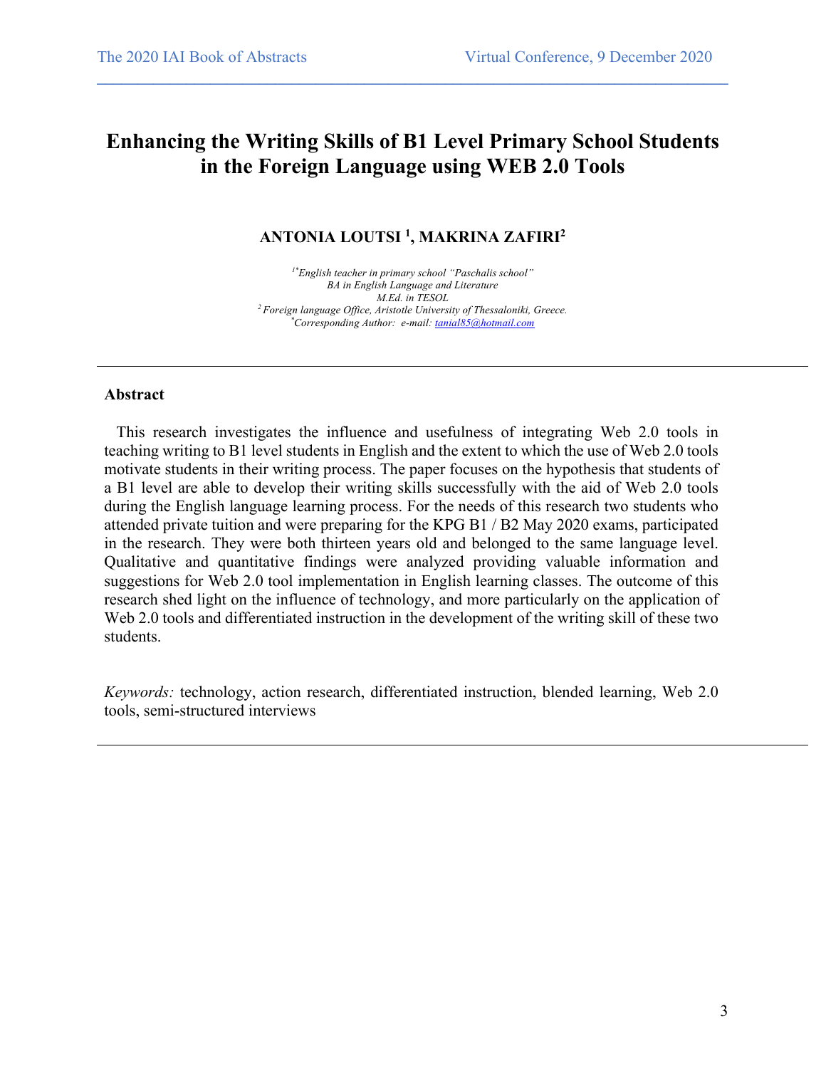# Enhancing the Writing Skills of B1 Level Primary School Students in the Foreign Language using WEB 2.0 Tools

**ANTONIA LOUTSI [1], MAKRINA ZAFIRI[2]**

*[1*]English teacher in primary school "Paschalis school"*
*BA in English Language and Literature*
*M.Ed. in TESOL*
*[2] Foreign language Office, Aristotle University of Thessaloniki, Greece.*
*[*]Corresponding Author: e-mail: tanial85@hotmail.com*

---

**Abstract**

This research investigates the influence and usefulness of integrating Web 2.0 tools in teaching writing to B1 level students in English and the extent to which the use of Web 2.0 tools motivate students in their writing process. The paper focuses on the hypothesis that students of a B1 level are able to develop their writing skills successfully with the aid of Web 2.0 tools during the English language learning process. For the needs of this research two students who attended private tuition and were preparing for the KPG B1 / B2 May 2020 exams, participated in the research. They were both thirteen years old and belonged to the same language level. Qualitative and quantitative findings were analyzed providing valuable information and suggestions for Web 2.0 tool implementation in English learning classes. The outcome of this research shed light on the influence of technology, and more particularly on the application of Web 2.0 tools and differentiated instruction in the development of the writing skill of these two students.

*Keywords:* technology, action research, differentiated instruction, blended learning, Web 2.0 tools, semi-structured interviews

---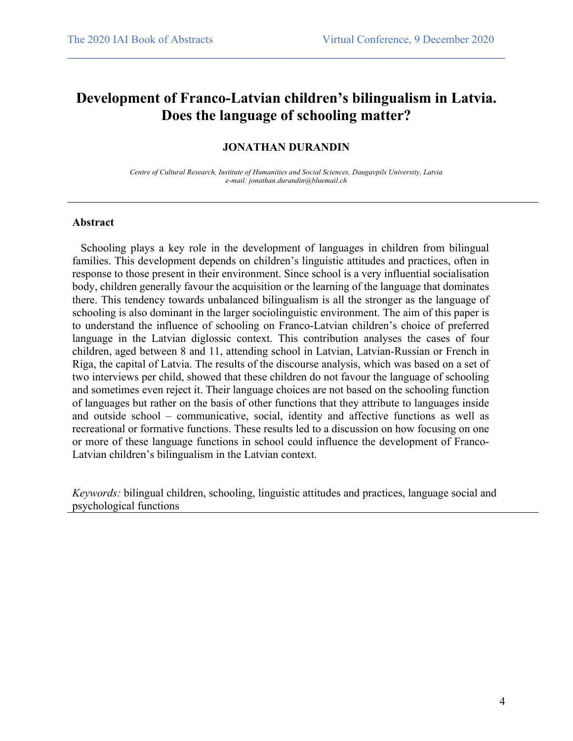# Development of Franco-Latvian children's bilingualism in Latvia. Does the language of schooling matter?

**JONATHAN DURANDIN**

*Centre of Cultural Research, Institute of Humanities and Social Sciences, Daugavpils University, Latvia*
*e-mail: jonathan.durandin@bluemail.ch*

---

**Abstract**

Schooling plays a key role in the development of languages in children from bilingual families. This development depends on children's linguistic attitudes and practices, often in response to those present in their environment. Since school is a very influential socialisation body, children generally favour the acquisition or the learning of the language that dominates there. This tendency towards unbalanced bilingualism is all the stronger as the language of schooling is also dominant in the larger sociolinguistic environment. The aim of this paper is to understand the influence of schooling on Franco-Latvian children's choice of preferred language in the Latvian diglossic context. This contribution analyses the cases of four children, aged between 8 and 11, attending school in Latvian, Latvian-Russian or French in Riga, the capital of Latvia. The results of the discourse analysis, which was based on a set of two interviews per child, showed that these children do not favour the language of schooling and sometimes even reject it. Their language choices are not based on the schooling function of languages but rather on the basis of other functions that they attribute to languages inside and outside school – communicative, social, identity and affective functions as well as recreational or formative functions. These results led to a discussion on how focusing on one or more of these language functions in school could influence the development of Franco-Latvian children's bilingualism in the Latvian context.

*Keywords:* bilingual children, schooling, linguistic attitudes and practices, language social and psychological functions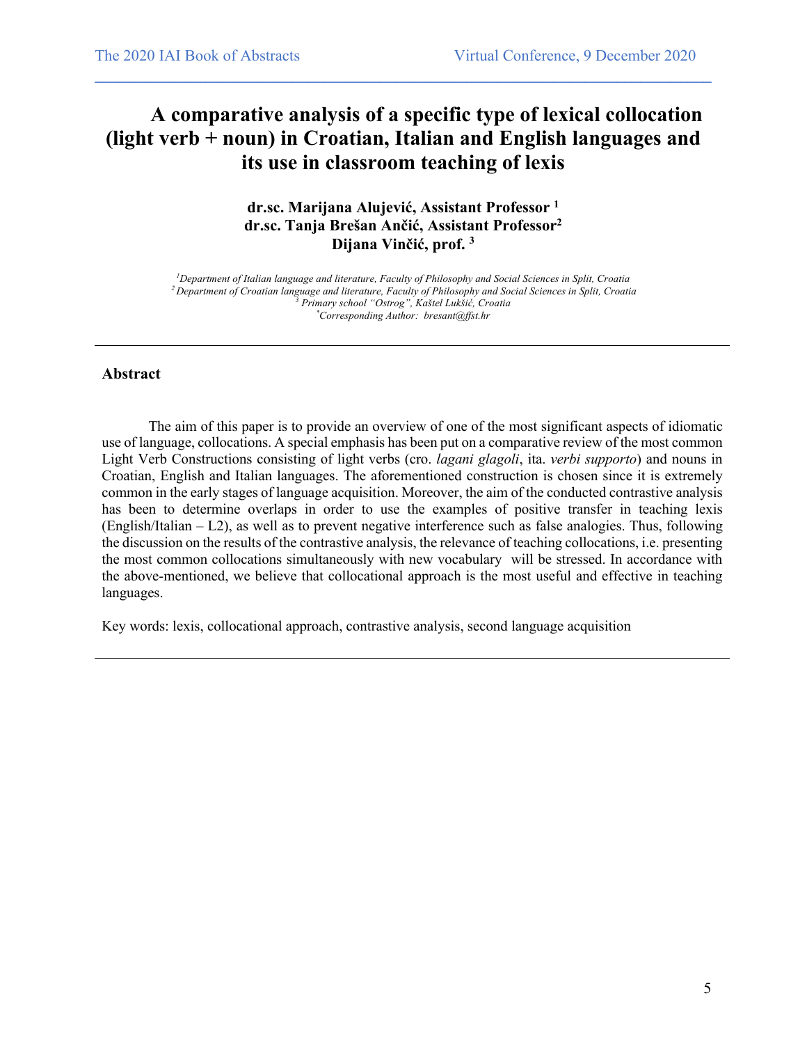# A comparative analysis of a specific type of lexical collocation (light verb + noun) in Croatian, Italian and English languages and its use in classroom teaching of lexis

**dr.sc. Marijana Alujević, Assistant Professor [1]**
**dr.sc. Tanja Brešan Ančić, Assistant Professor[2]**
**Dijana Vinčić, prof. [3]**

*[1]Department of Italian language and literature, Faculty of Philosophy and Social Sciences in Split, Croatia*
*[2]Department of Croatian language and literature, Faculty of Philosophy and Social Sciences in Split, Croatia*
*[3]Primary school "Ostrog", Kaštel Lukšić, Croatia*
*[*]Corresponding Author: bresant@ffst.hr*

---

## Abstract

The aim of this paper is to provide an overview of one of the most significant aspects of idiomatic use of language, collocations. A special emphasis has been put on a comparative review of the most common Light Verb Constructions consisting of light verbs (cro. *lagani glagoli*, ita. *verbi supporto*) and nouns in Croatian, English and Italian languages. The aforementioned construction is chosen since it is extremely common in the early stages of language acquisition. Moreover, the aim of the conducted contrastive analysis has been to determine overlaps in order to use the examples of positive transfer in teaching lexis (English/Italian – L2), as well as to prevent negative interference such as false analogies. Thus, following the discussion on the results of the contrastive analysis, the relevance of teaching collocations, i.e. presenting the most common collocations simultaneously with new vocabulary will be stressed. In accordance with the above-mentioned, we believe that collocational approach is the most useful and effective in teaching languages.

Key words: lexis, collocational approach, contrastive analysis, second language acquisition

---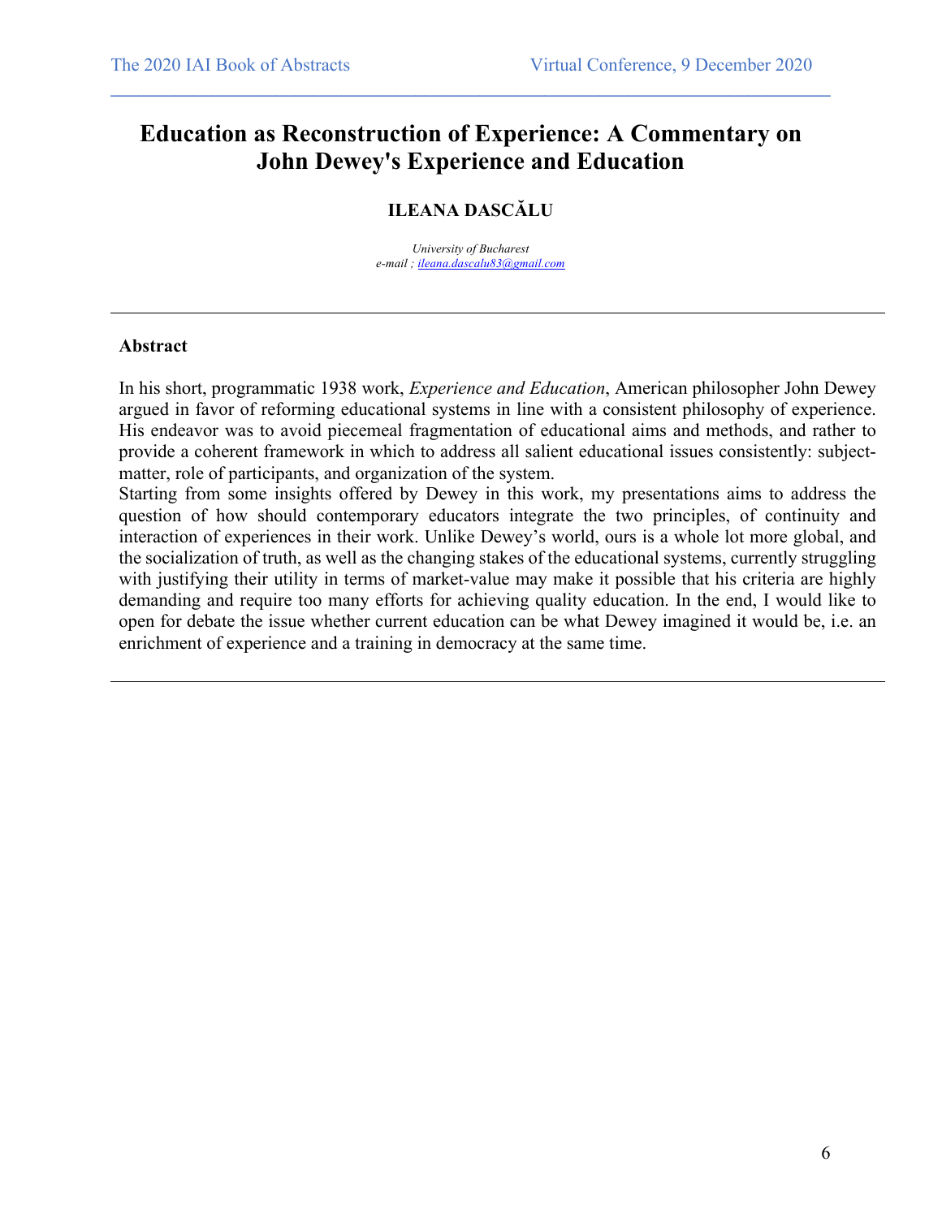# Education as Reconstruction of Experience: A Commentary on John Dewey's Experience and Education

**ILEANA DASCĂLU**

*University of Bucharest*
*e-mail ; ileana.dascalu83@gmail.com*

---

**Abstract**

In his short, programmatic 1938 work, *Experience and Education*, American philosopher John Dewey argued in favor of reforming educational systems in line with a consistent philosophy of experience. His endeavor was to avoid piecemeal fragmentation of educational aims and methods, and rather to provide a coherent framework in which to address all salient educational issues consistently: subject-matter, role of participants, and organization of the system.

Starting from some insights offered by Dewey in this work, my presentations aims to address the question of how should contemporary educators integrate the two principles, of continuity and interaction of experiences in their work. Unlike Dewey's world, ours is a whole lot more global, and the socialization of truth, as well as the changing stakes of the educational systems, currently struggling with justifying their utility in terms of market-value may make it possible that his criteria are highly demanding and require too many efforts for achieving quality education. In the end, I would like to open for debate the issue whether current education can be what Dewey imagined it would be, i.e. an enrichment of experience and a training in democracy at the same time.

---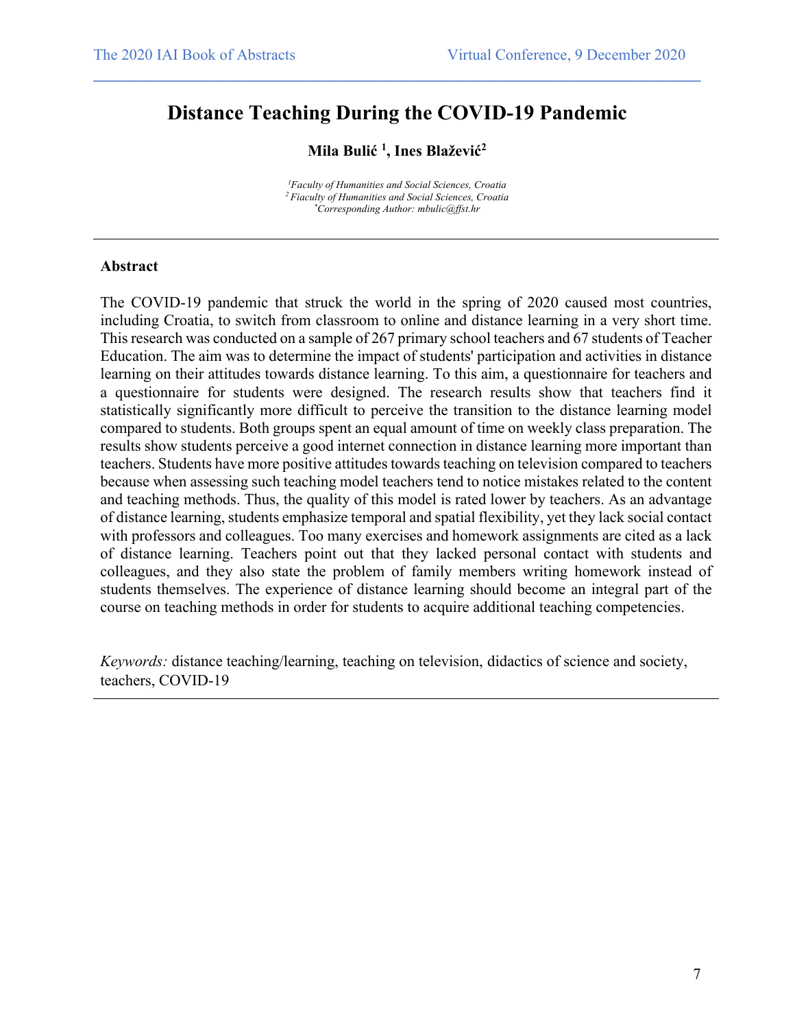# Distance Teaching During the COVID-19 Pandemic

**Mila Bulić [1], Ines Blažević[2]**

*[1]Faculty of Humanities and Social Sciences, Croatia*
*[2] Fiaculty of Humanities and Social Sciences, Croatia*
*[*]Corresponding Author: mbulic@ffst.hr*

---

## Abstract

The COVID-19 pandemic that struck the world in the spring of 2020 caused most countries, including Croatia, to switch from classroom to online and distance learning in a very short time. This research was conducted on a sample of 267 primary school teachers and 67 students of Teacher Education. The aim was to determine the impact of students' participation and activities in distance learning on their attitudes towards distance learning. To this aim, a questionnaire for teachers and a questionnaire for students were designed. The research results show that teachers find it statistically significantly more difficult to perceive the transition to the distance learning model compared to students. Both groups spent an equal amount of time on weekly class preparation. The results show students perceive a good internet connection in distance learning more important than teachers. Students have more positive attitudes towards teaching on television compared to teachers because when assessing such teaching model teachers tend to notice mistakes related to the content and teaching methods. Thus, the quality of this model is rated lower by teachers. As an advantage of distance learning, students emphasize temporal and spatial flexibility, yet they lack social contact with professors and colleagues. Too many exercises and homework assignments are cited as a lack of distance learning. Teachers point out that they lacked personal contact with students and colleagues, and they also state the problem of family members writing homework instead of students themselves. The experience of distance learning should become an integral part of the course on teaching methods in order for students to acquire additional teaching competencies.

*Keywords:* distance teaching/learning, teaching on television, didactics of science and society, teachers, COVID-19

---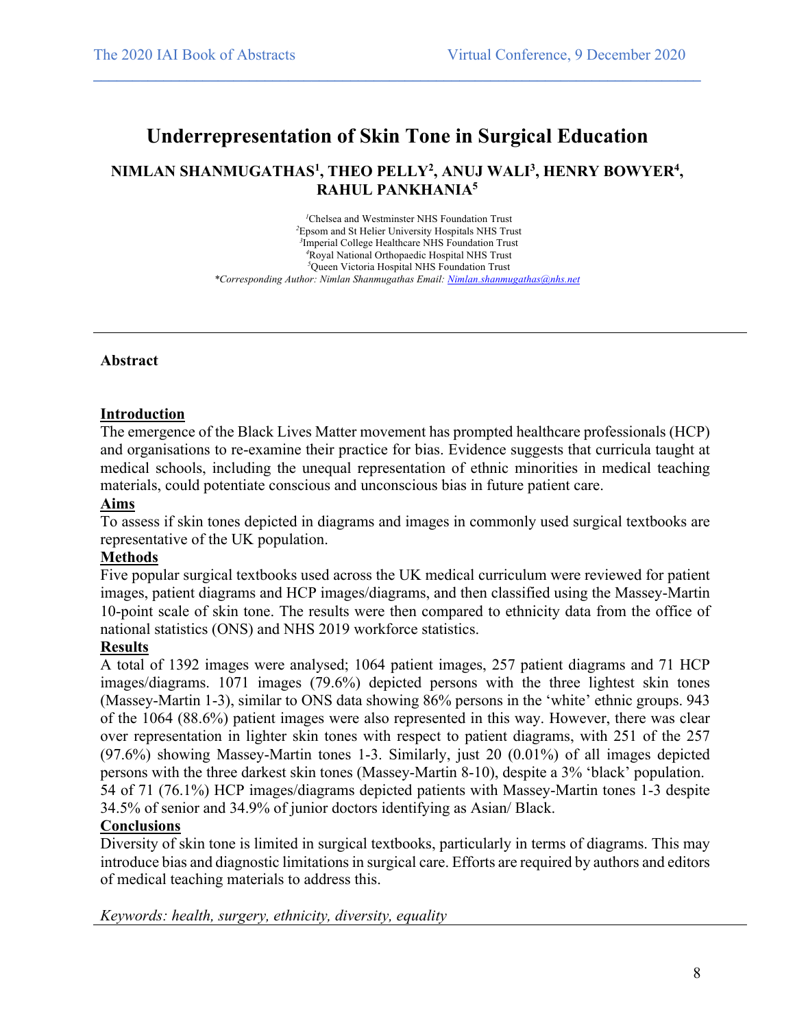# Underrepresentation of Skin Tone in Surgical Education

**NIMLAN SHANMUGATHAS[1], THEO PELLY[2], ANUJ WALI[3], HENRY BOWYER[4], RAHUL PANKHANIA[5]**

[1]Chelsea and Westminster NHS Foundation Trust
[2]Epsom and St Helier University Hospitals NHS Trust
[3]Imperial College Healthcare NHS Foundation Trust
[4]Royal National Orthopaedic Hospital NHS Trust
[5]Queen Victoria Hospital NHS Foundation Trust
*\*Corresponding Author: Nimlan Shanmugathas Email: [Nimlan.shanmugathas@nhs.net](mailto:Nimlan.shanmugathas@nhs.net)*

---

**Abstract**

**Introduction**

The emergence of the Black Lives Matter movement has prompted healthcare professionals (HCP) and organisations to re-examine their practice for bias. Evidence suggests that curricula taught at medical schools, including the unequal representation of ethnic minorities in medical teaching materials, could potentiate conscious and unconscious bias in future patient care.

**Aims**

To assess if skin tones depicted in diagrams and images in commonly used surgical textbooks are representative of the UK population.

**Methods**

Five popular surgical textbooks used across the UK medical curriculum were reviewed for patient images, patient diagrams and HCP images/diagrams, and then classified using the Massey-Martin 10-point scale of skin tone. The results were then compared to ethnicity data from the office of national statistics (ONS) and NHS 2019 workforce statistics.

**Results**

A total of 1392 images were analysed; 1064 patient images, 257 patient diagrams and 71 HCP images/diagrams. 1071 images (79.6%) depicted persons with the three lightest skin tones (Massey-Martin 1-3), similar to ONS data showing 86% persons in the 'white' ethnic groups. 943 of the 1064 (88.6%) patient images were also represented in this way. However, there was clear over representation in lighter skin tones with respect to patient diagrams, with 251 of the 257 (97.6%) showing Massey-Martin tones 1-3. Similarly, just 20 (0.01%) of all images depicted persons with the three darkest skin tones (Massey-Martin 8-10), despite a 3% 'black' population. 54 of 71 (76.1%) HCP images/diagrams depicted patients with Massey-Martin tones 1-3 despite 34.5% of senior and 34.9% of junior doctors identifying as Asian/ Black.

**Conclusions**

Diversity of skin tone is limited in surgical textbooks, particularly in terms of diagrams. This may introduce bias and diagnostic limitations in surgical care. Efforts are required by authors and editors of medical teaching materials to address this.

*Keywords: health, surgery, ethnicity, diversity, equality*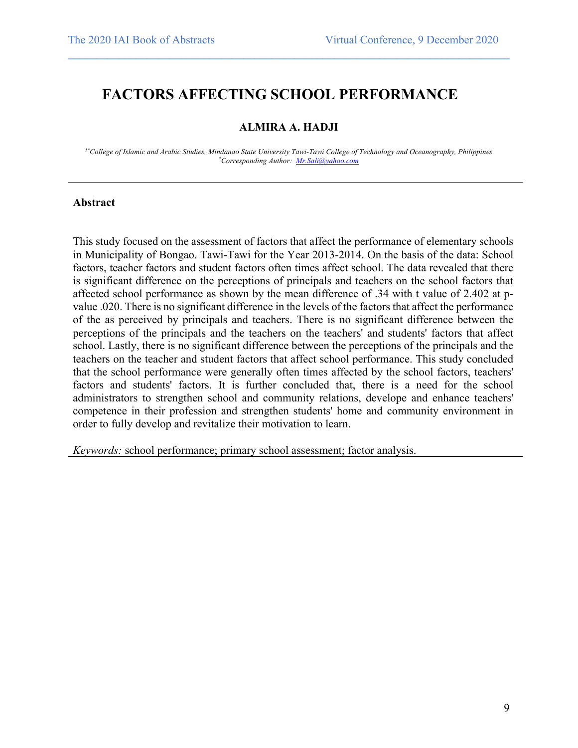# FACTORS AFFECTING SCHOOL PERFORMANCE

**ALMIRA A. HADJI**

*[1*]College of Islamic and Arabic Studies, Mindanao State University Tawi-Tawi College of Technology and Oceanography, Philippines*
*[*]Corresponding Author: [Mr.Sali@yahoo.com](mailto:Mr.Sali@yahoo.com)*

---

**Abstract**

This study focused on the assessment of factors that affect the performance of elementary schools in Municipality of Bongao. Tawi-Tawi for the Year 2013-2014. On the basis of the data: School factors, teacher factors and student factors often times affect school. The data revealed that there is significant difference on the perceptions of principals and teachers on the school factors that affected school performance as shown by the mean difference of .34 with t value of 2.402 at p-value .020. There is no significant difference in the levels of the factors that affect the performance of the as perceived by principals and teachers. There is no significant difference between the perceptions of the principals and the teachers on the teachers' and students' factors that affect school. Lastly, there is no significant difference between the perceptions of the principals and the teachers on the teacher and student factors that affect school performance. This study concluded that the school performance were generally often times affected by the school factors, teachers' factors and students' factors. It is further concluded that, there is a need for the school administrators to strengthen school and community relations, develope and enhance teachers' competence in their profession and strengthen students' home and community environment in order to fully develop and revitalize their motivation to learn.

*Keywords:* school performance; primary school assessment; factor analysis.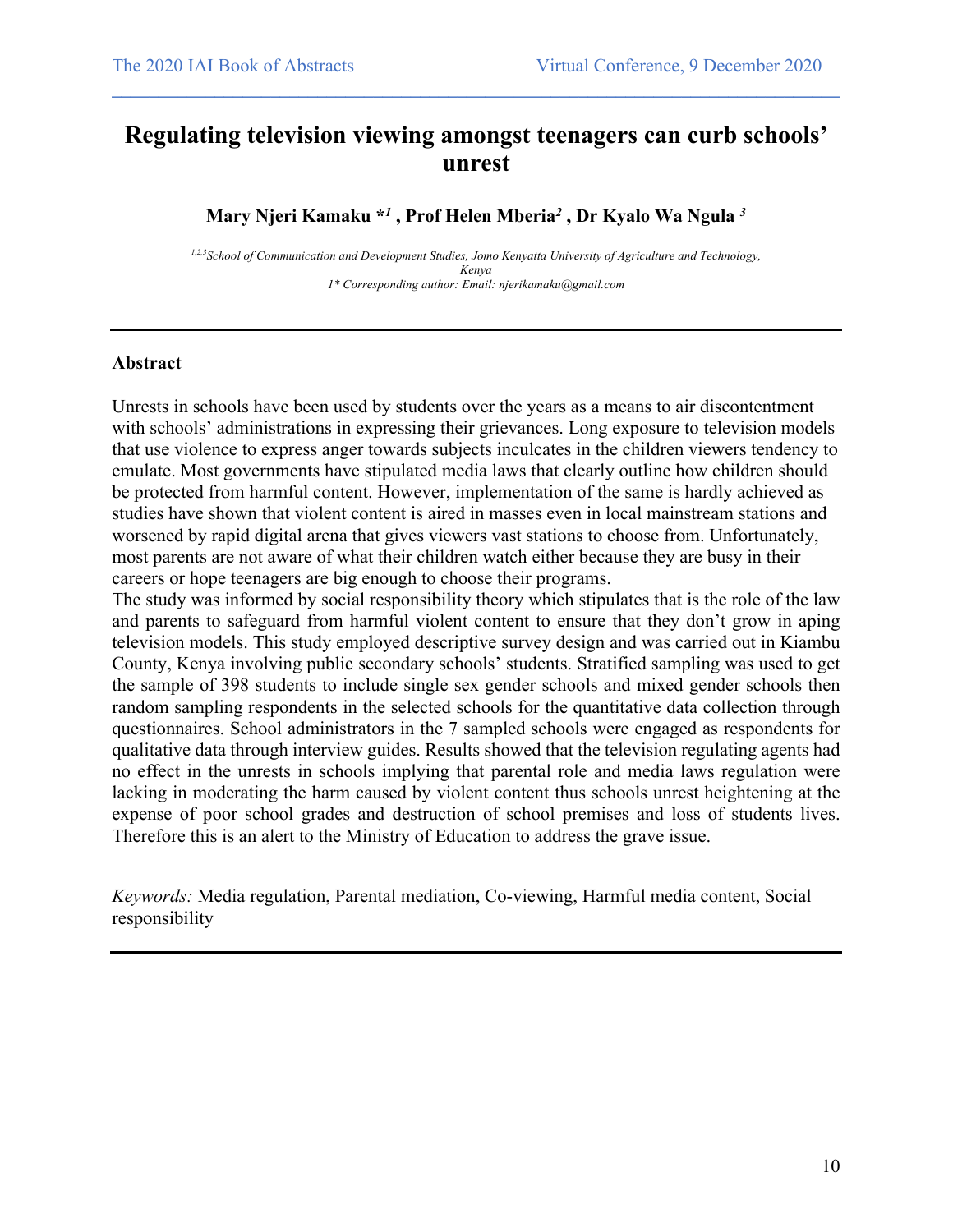# Regulating television viewing amongst teenagers can curb schools' unrest

**Mary Njeri Kamaku \*[1] , Prof Helen Mberia[2] , Dr Kyalo Wa Ngula [3]**

*[1,2,3]School of Communication and Development Studies, Jomo Kenyatta University of Agriculture and Technology, Kenya*

*1\* Corresponding author: Email: njerikamaku@gmail.com*

---

## Abstract

Unrests in schools have been used by students over the years as a means to air discontentment with schools' administrations in expressing their grievances. Long exposure to television models that use violence to express anger towards subjects inculcates in the children viewers tendency to emulate. Most governments have stipulated media laws that clearly outline how children should be protected from harmful content. However, implementation of the same is hardly achieved as studies have shown that violent content is aired in masses even in local mainstream stations and worsened by rapid digital arena that gives viewers vast stations to choose from. Unfortunately, most parents are not aware of what their children watch either because they are busy in their careers or hope teenagers are big enough to choose their programs.

The study was informed by social responsibility theory which stipulates that is the role of the law and parents to safeguard from harmful violent content to ensure that they don't grow in aping television models. This study employed descriptive survey design and was carried out in Kiambu County, Kenya involving public secondary schools' students. Stratified sampling was used to get the sample of 398 students to include single sex gender schools and mixed gender schools then random sampling respondents in the selected schools for the quantitative data collection through questionnaires. School administrators in the 7 sampled schools were engaged as respondents for qualitative data through interview guides. Results showed that the television regulating agents had no effect in the unrests in schools implying that parental role and media laws regulation were lacking in moderating the harm caused by violent content thus schools unrest heightening at the expense of poor school grades and destruction of school premises and loss of students lives. Therefore this is an alert to the Ministry of Education to address the grave issue.

*Keywords:* Media regulation, Parental mediation, Co-viewing, Harmful media content, Social responsibility

---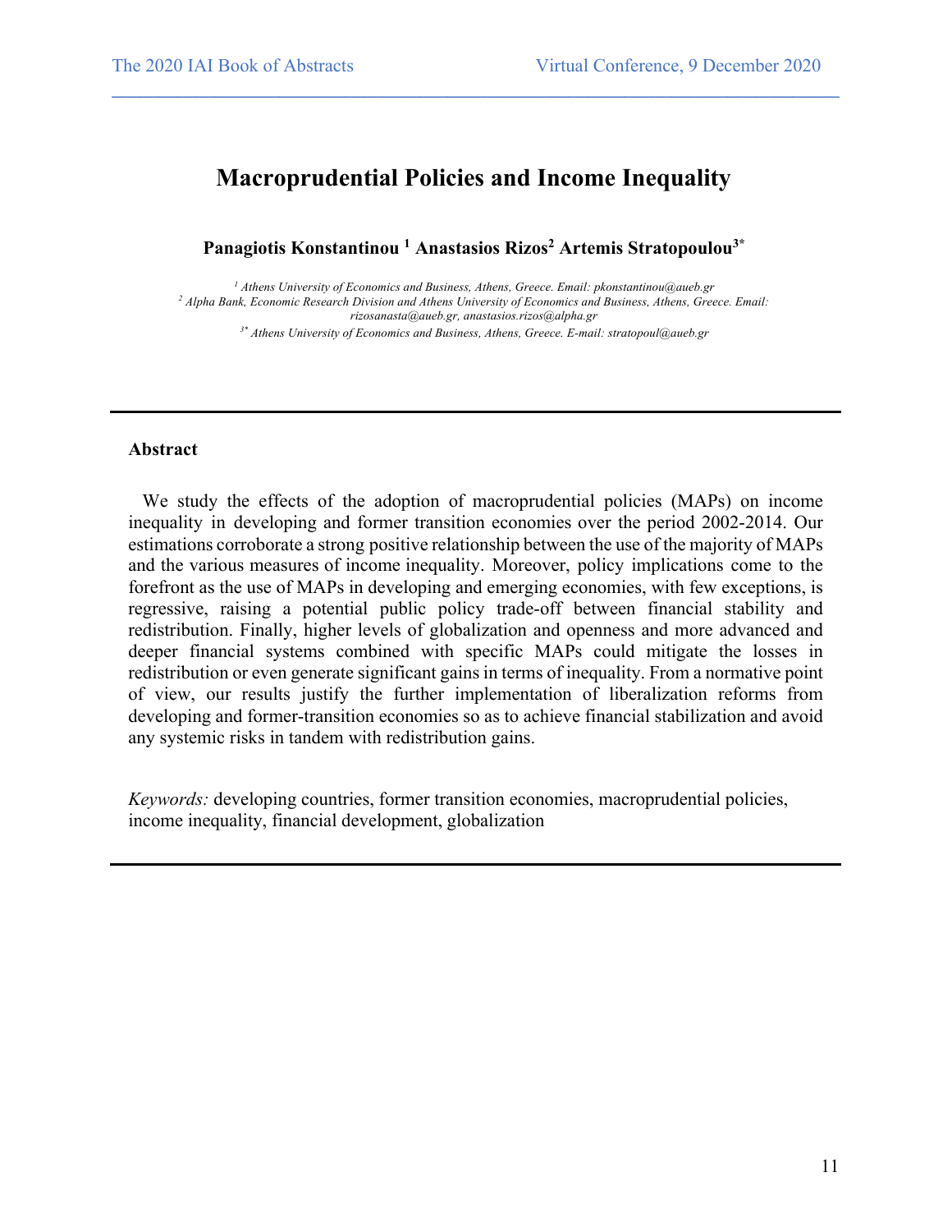# Macroprudential Policies and Income Inequality

**Panagiotis Konstantinou [1] Anastasios Rizos[2] Artemis Stratopoulou[3*]**

*[1] Athens University of Economics and Business, Athens, Greece. Email: pkonstantinou@aueb.gr*
*[2] Alpha Bank, Economic Research Division and Athens University of Economics and Business, Athens, Greece. Email: rizosanasta@aueb.gr, anastasios.rizos@alpha.gr*
*[3*] Athens University of Economics and Business, Athens, Greece. E-mail: stratopoul@aueb.gr*

---

### Abstract

We study the effects of the adoption of macroprudential policies (MAPs) on income inequality in developing and former transition economies over the period 2002-2014. Our estimations corroborate a strong positive relationship between the use of the majority of MAPs and the various measures of income inequality. Moreover, policy implications come to the forefront as the use of MAPs in developing and emerging economies, with few exceptions, is regressive, raising a potential public policy trade-off between financial stability and redistribution. Finally, higher levels of globalization and openness and more advanced and deeper financial systems combined with specific MAPs could mitigate the losses in redistribution or even generate significant gains in terms of inequality. From a normative point of view, our results justify the further implementation of liberalization reforms from developing and former-transition economies so as to achieve financial stabilization and avoid any systemic risks in tandem with redistribution gains.

*Keywords:* developing countries, former transition economies, macroprudential policies, income inequality, financial development, globalization

---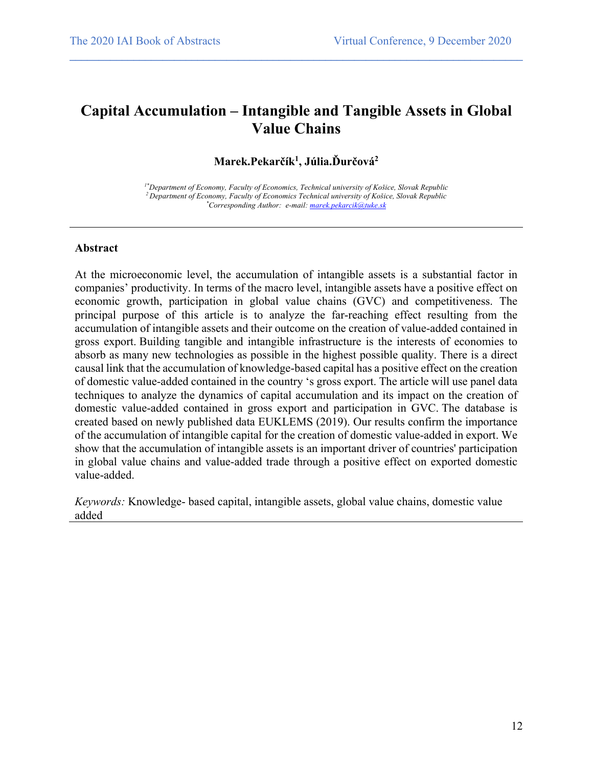# Capital Accumulation – Intangible and Tangible Assets in Global Value Chains

**Marek.Pekarčík[1], Júlia.Ďurčová[2]**

*[1*]Department of Economy, Faculty of Economics, Technical university of Košice, Slovak Republic*
*[2] Department of Economy, Faculty of Economics Technical university of Košice, Slovak Republic*
*[*]Corresponding Author: e-mail: marek.pekarcik@tuke.sk*

---

## Abstract

At the microeconomic level, the accumulation of intangible assets is a substantial factor in companies' productivity. In terms of the macro level, intangible assets have a positive effect on economic growth, participation in global value chains (GVC) and competitiveness. The principal purpose of this article is to analyze the far-reaching effect resulting from the accumulation of intangible assets and their outcome on the creation of value-added contained in gross export. Building tangible and intangible infrastructure is the interests of economies to absorb as many new technologies as possible in the highest possible quality. There is a direct causal link that the accumulation of knowledge-based capital has a positive effect on the creation of domestic value-added contained in the country 's gross export. The article will use panel data techniques to analyze the dynamics of capital accumulation and its impact on the creation of domestic value-added contained in gross export and participation in GVC. The database is created based on newly published data EUKLEMS (2019). Our results confirm the importance of the accumulation of intangible capital for the creation of domestic value-added in export. We show that the accumulation of intangible assets is an important driver of countries' participation in global value chains and value-added trade through a positive effect on exported domestic value-added.

*Keywords:* Knowledge- based capital, intangible assets, global value chains, domestic value added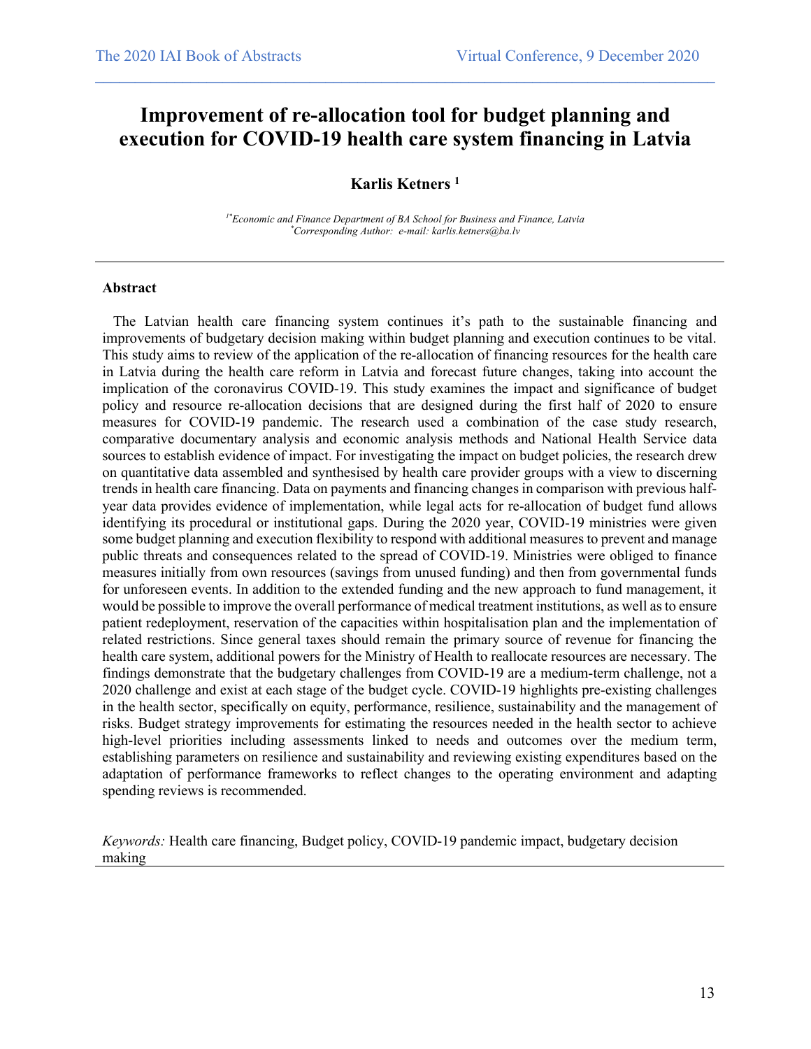# Improvement of re-allocation tool for budget planning and execution for COVID-19 health care system financing in Latvia

**Karlis Ketners [1]**

*[1*]Economic and Finance Department of BA School for Business and Finance, Latvia*
*[*]Corresponding Author: e-mail: karlis.ketners@ba.lv*

---

**Abstract**

The Latvian health care financing system continues it's path to the sustainable financing and improvements of budgetary decision making within budget planning and execution continues to be vital. This study aims to review of the application of the re-allocation of financing resources for the health care in Latvia during the health care reform in Latvia and forecast future changes, taking into account the implication of the coronavirus COVID-19. This study examines the impact and significance of budget policy and resource re-allocation decisions that are designed during the first half of 2020 to ensure measures for COVID-19 pandemic. The research used a combination of the case study research, comparative documentary analysis and economic analysis methods and National Health Service data sources to establish evidence of impact. For investigating the impact on budget policies, the research drew on quantitative data assembled and synthesised by health care provider groups with a view to discerning trends in health care financing. Data on payments and financing changes in comparison with previous half-year data provides evidence of implementation, while legal acts for re-allocation of budget fund allows identifying its procedural or institutional gaps. During the 2020 year, COVID-19 ministries were given some budget planning and execution flexibility to respond with additional measures to prevent and manage public threats and consequences related to the spread of COVID-19. Ministries were obliged to finance measures initially from own resources (savings from unused funding) and then from governmental funds for unforeseen events. In addition to the extended funding and the new approach to fund management, it would be possible to improve the overall performance of medical treatment institutions, as well as to ensure patient redeployment, reservation of the capacities within hospitalisation plan and the implementation of related restrictions. Since general taxes should remain the primary source of revenue for financing the health care system, additional powers for the Ministry of Health to reallocate resources are necessary. The findings demonstrate that the budgetary challenges from COVID-19 are a medium-term challenge, not a 2020 challenge and exist at each stage of the budget cycle. COVID-19 highlights pre-existing challenges in the health sector, specifically on equity, performance, resilience, sustainability and the management of risks. Budget strategy improvements for estimating the resources needed in the health sector to achieve high-level priorities including assessments linked to needs and outcomes over the medium term, establishing parameters on resilience and sustainability and reviewing existing expenditures based on the adaptation of performance frameworks to reflect changes to the operating environment and adapting spending reviews is recommended.

*Keywords:* Health care financing, Budget policy, COVID-19 pandemic impact, budgetary decision making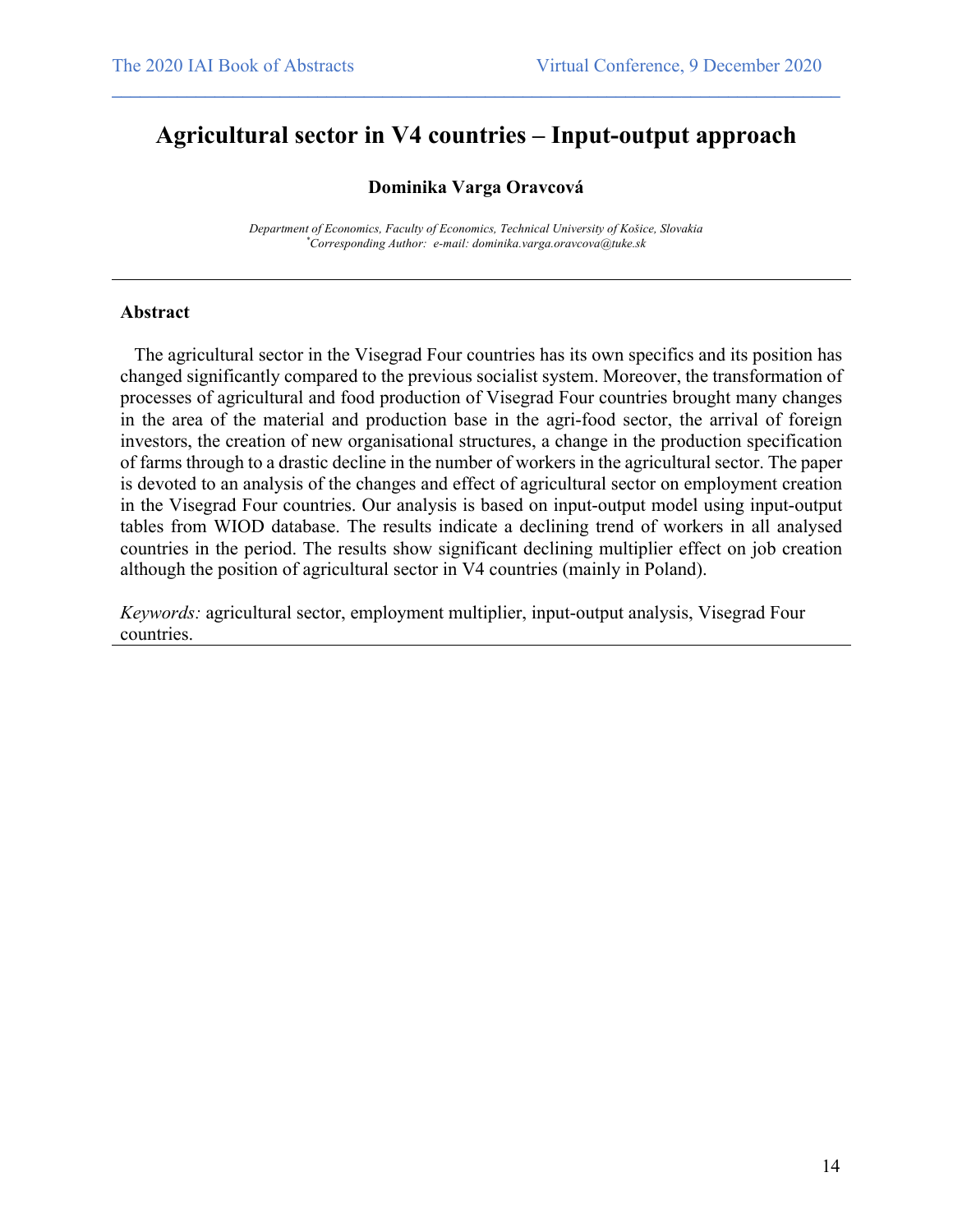# Agricultural sector in V4 countries – Input-output approach

**Dominika Varga Oravcová**

*Department of Economics, Faculty of Economics, Technical University of Košice, Slovakia*
*[*]Corresponding Author: e-mail: dominika.varga.oravcova@tuke.sk*

---

**Abstract**

The agricultural sector in the Visegrad Four countries has its own specifics and its position has changed significantly compared to the previous socialist system. Moreover, the transformation of processes of agricultural and food production of Visegrad Four countries brought many changes in the area of the material and production base in the agri-food sector, the arrival of foreign investors, the creation of new organisational structures, a change in the production specification of farms through to a drastic decline in the number of workers in the agricultural sector. The paper is devoted to an analysis of the changes and effect of agricultural sector on employment creation in the Visegrad Four countries. Our analysis is based on input-output model using input-output tables from WIOD database. The results indicate a declining trend of workers in all analysed countries in the period. The results show significant declining multiplier effect on job creation although the position of agricultural sector in V4 countries (mainly in Poland).

*Keywords:* agricultural sector, employment multiplier, input-output analysis, Visegrad Four countries.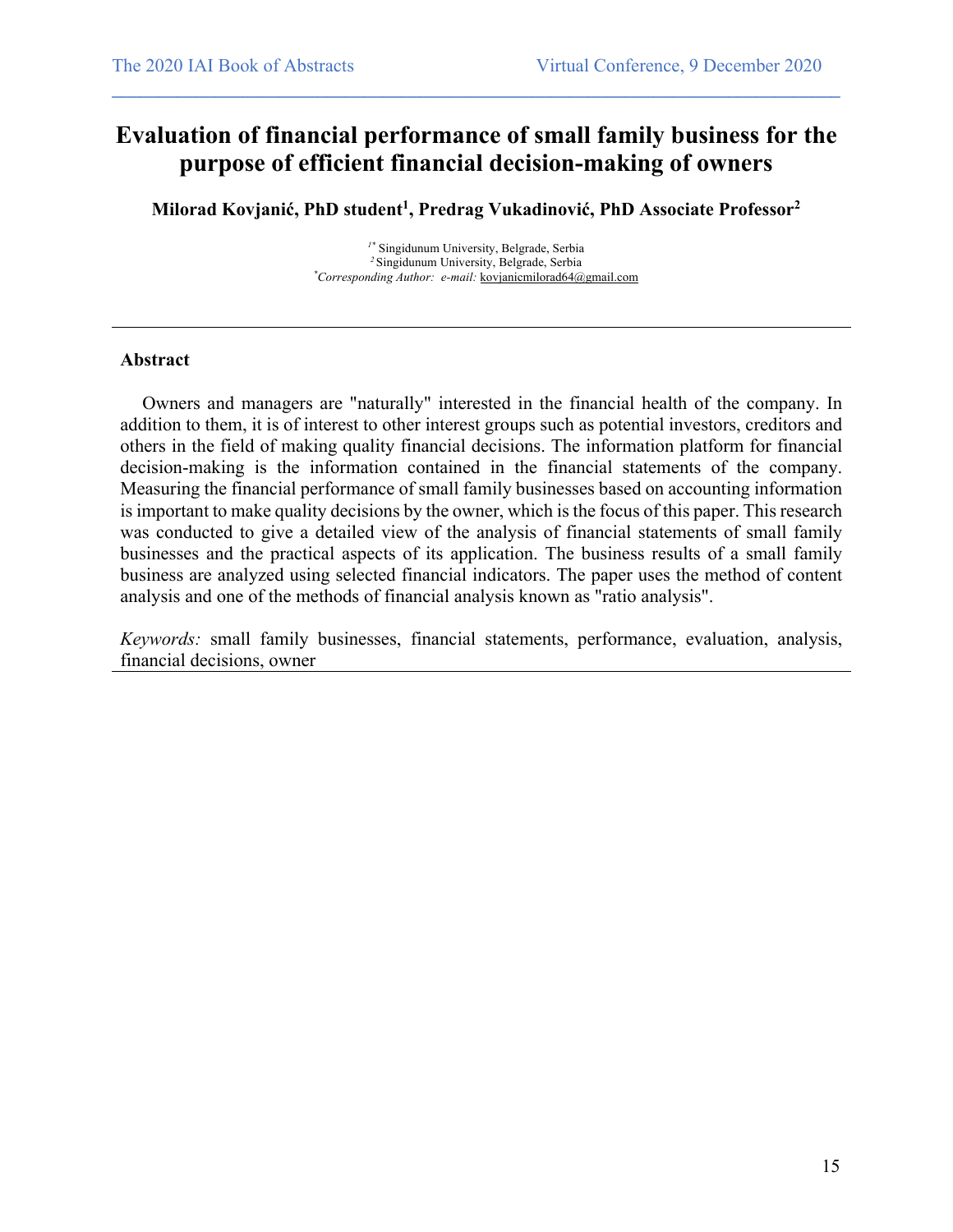# Evaluation of financial performance of small family business for the purpose of efficient financial decision-making of owners

**Milorad Kovjanić, PhD student[1], Predrag Vukadinović, PhD Associate Professor[2]**

[1*] Singidunum University, Belgrade, Serbia
[2] Singidunum University, Belgrade, Serbia
[*] *Corresponding Author: e-mail:* kovjanicmilorad64@gmail.com

---

## Abstract

Owners and managers are "naturally" interested in the financial health of the company. In addition to them, it is of interest to other interest groups such as potential investors, creditors and others in the field of making quality financial decisions. The information platform for financial decision-making is the information contained in the financial statements of the company. Measuring the financial performance of small family businesses based on accounting information is important to make quality decisions by the owner, which is the focus of this paper. This research was conducted to give a detailed view of the analysis of financial statements of small family businesses and the practical aspects of its application. The business results of a small family business are analyzed using selected financial indicators. The paper uses the method of content analysis and one of the methods of financial analysis known as "ratio analysis".

*Keywords:* small family businesses, financial statements, performance, evaluation, analysis, financial decisions, owner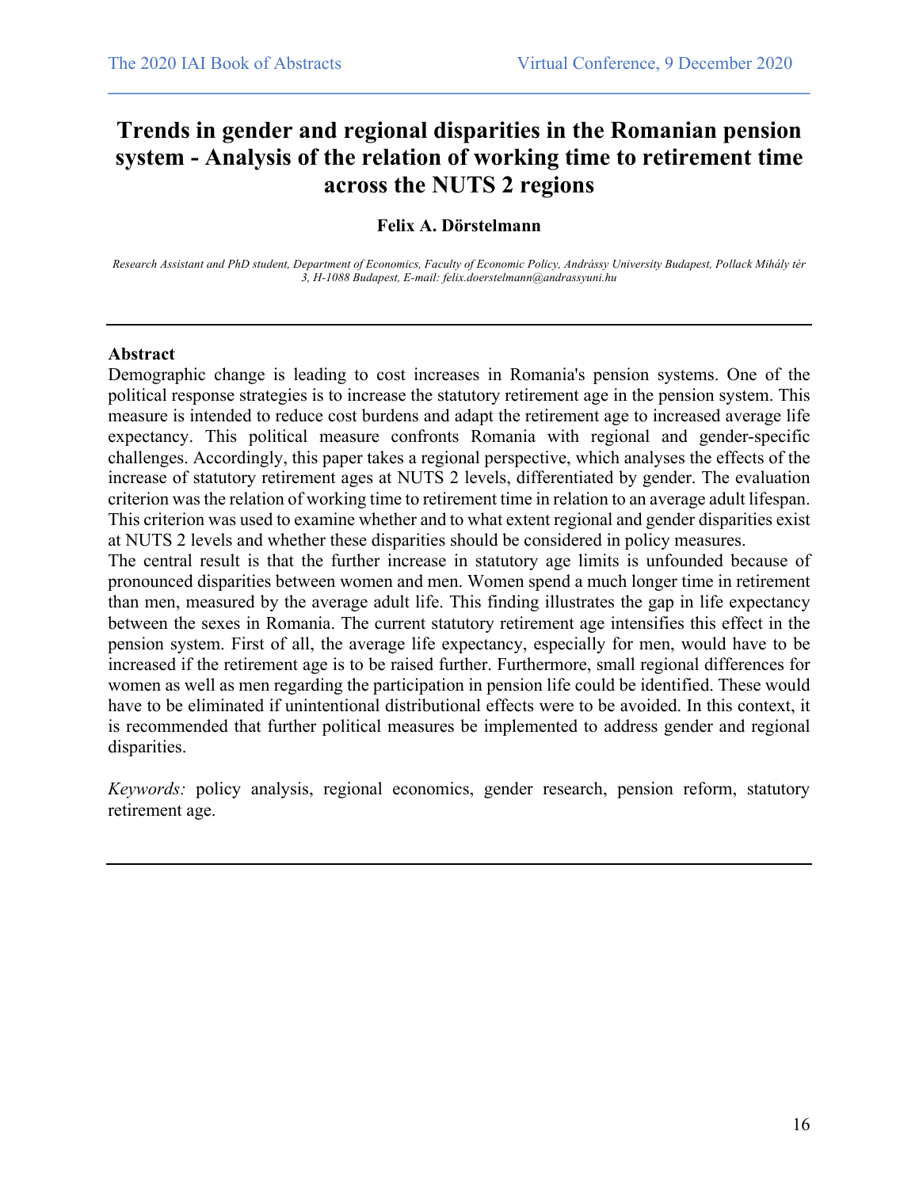# Trends in gender and regional disparities in the Romanian pension system - Analysis of the relation of working time to retirement time across the NUTS 2 regions

**Felix A. Dörstelmann**

*Research Assistant and PhD student, Department of Economics, Faculty of Economic Policy, Andrássy University Budapest, Pollack Mihály tér 3, H-1088 Budapest, E-mail: felix.doerstelmann@andrassyuni.hu*

---

**Abstract**

Demographic change is leading to cost increases in Romania's pension systems. One of the political response strategies is to increase the statutory retirement age in the pension system. This measure is intended to reduce cost burdens and adapt the retirement age to increased average life expectancy. This political measure confronts Romania with regional and gender-specific challenges. Accordingly, this paper takes a regional perspective, which analyses the effects of the increase of statutory retirement ages at NUTS 2 levels, differentiated by gender. The evaluation criterion was the relation of working time to retirement time in relation to an average adult lifespan. This criterion was used to examine whether and to what extent regional and gender disparities exist at NUTS 2 levels and whether these disparities should be considered in policy measures.

The central result is that the further increase in statutory age limits is unfounded because of pronounced disparities between women and men. Women spend a much longer time in retirement than men, measured by the average adult life. This finding illustrates the gap in life expectancy between the sexes in Romania. The current statutory retirement age intensifies this effect in the pension system. First of all, the average life expectancy, especially for men, would have to be increased if the retirement age is to be raised further. Furthermore, small regional differences for women as well as men regarding the participation in pension life could be identified. These would have to be eliminated if unintentional distributional effects were to be avoided. In this context, it is recommended that further political measures be implemented to address gender and regional disparities.

*Keywords:* policy analysis, regional economics, gender research, pension reform, statutory retirement age.

---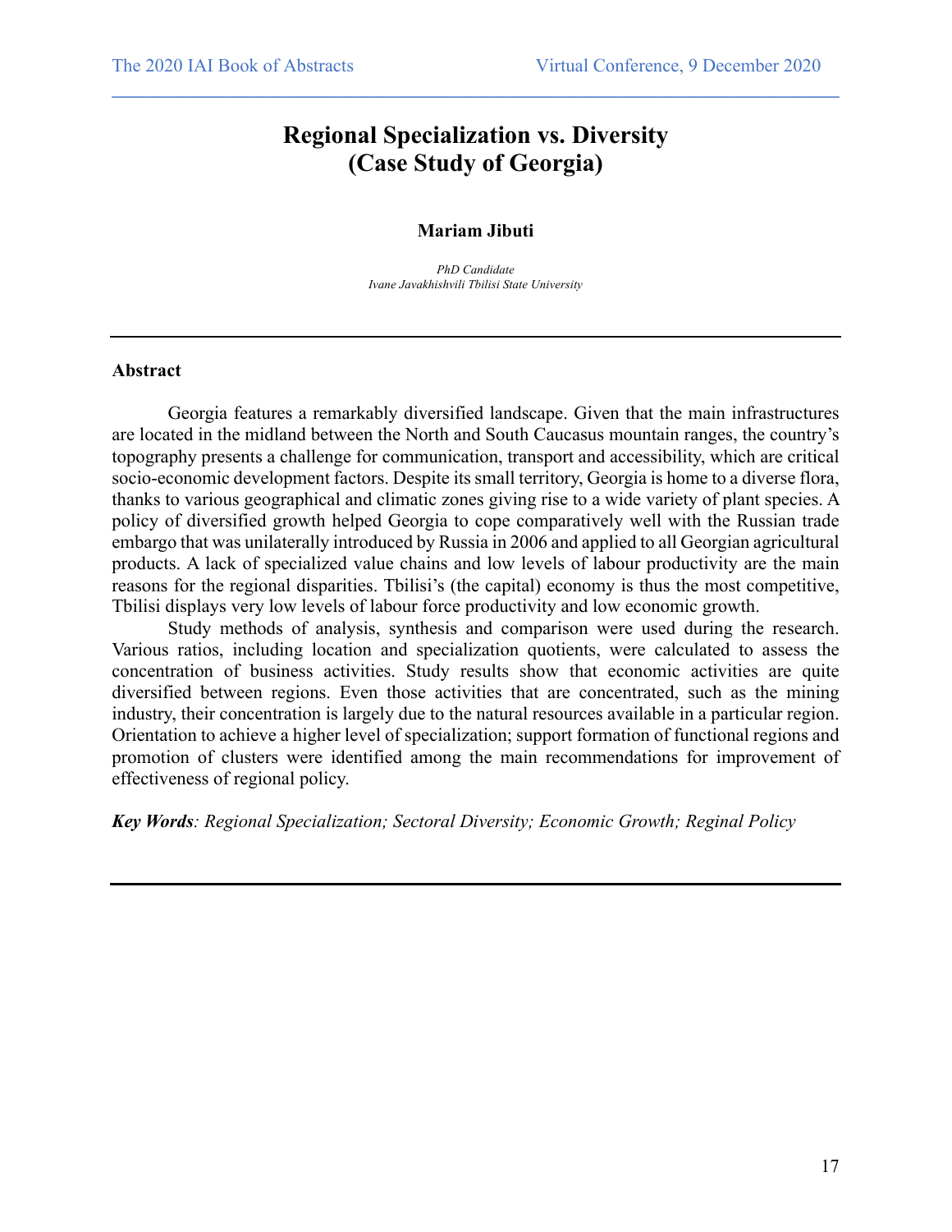# Regional Specialization vs. Diversity (Case Study of Georgia)

**Mariam Jibuti**

*PhD Candidate*
*Ivane Javakhishvili Tbilisi State University*

---

**Abstract**

Georgia features a remarkably diversified landscape. Given that the main infrastructures are located in the midland between the North and South Caucasus mountain ranges, the country's topography presents a challenge for communication, transport and accessibility, which are critical socio-economic development factors. Despite its small territory, Georgia is home to a diverse flora, thanks to various geographical and climatic zones giving rise to a wide variety of plant species. A policy of diversified growth helped Georgia to cope comparatively well with the Russian trade embargo that was unilaterally introduced by Russia in 2006 and applied to all Georgian agricultural products. A lack of specialized value chains and low levels of labour productivity are the main reasons for the regional disparities. Tbilisi's (the capital) economy is thus the most competitive, Tbilisi displays very low levels of labour force productivity and low economic growth.

Study methods of analysis, synthesis and comparison were used during the research. Various ratios, including location and specialization quotients, were calculated to assess the concentration of business activities. Study results show that economic activities are quite diversified between regions. Even those activities that are concentrated, such as the mining industry, their concentration is largely due to the natural resources available in a particular region. Orientation to achieve a higher level of specialization; support formation of functional regions and promotion of clusters were identified among the main recommendations for improvement of effectiveness of regional policy.

***Key Words****: Regional Specialization; Sectoral Diversity; Economic Growth; Reginal Policy*

---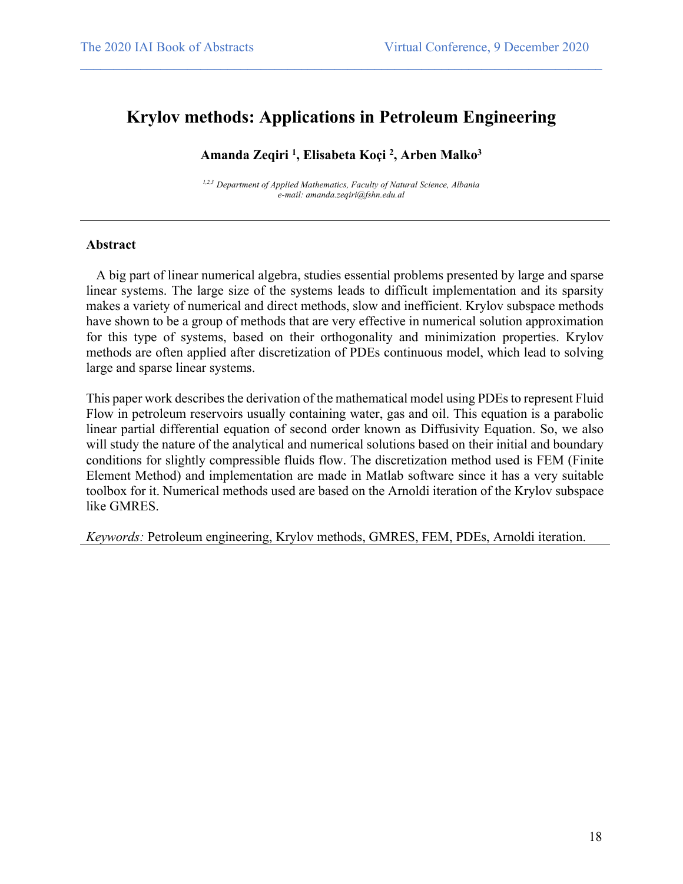# Krylov methods: Applications in Petroleum Engineering

**Amanda Zeqiri [1], Elisabeta Koçi [2], Arben Malko[3]**

*[1,2,3] Department of Applied Mathematics, Faculty of Natural Science, Albania*
*e-mail: amanda.zeqiri@fshn.edu.al*

---

### Abstract

A big part of linear numerical algebra, studies essential problems presented by large and sparse linear systems. The large size of the systems leads to difficult implementation and its sparsity makes a variety of numerical and direct methods, slow and inefficient. Krylov subspace methods have shown to be a group of methods that are very effective in numerical solution approximation for this type of systems, based on their orthogonality and minimization properties. Krylov methods are often applied after discretization of PDEs continuous model, which lead to solving large and sparse linear systems.

This paper work describes the derivation of the mathematical model using PDEs to represent Fluid Flow in petroleum reservoirs usually containing water, gas and oil. This equation is a parabolic linear partial differential equation of second order known as Diffusivity Equation. So, we also will study the nature of the analytical and numerical solutions based on their initial and boundary conditions for slightly compressible fluids flow. The discretization method used is FEM (Finite Element Method) and implementation are made in Matlab software since it has a very suitable toolbox for it. Numerical methods used are based on the Arnoldi iteration of the Krylov subspace like GMRES.

*Keywords:* Petroleum engineering, Krylov methods, GMRES, FEM, PDEs, Arnoldi iteration.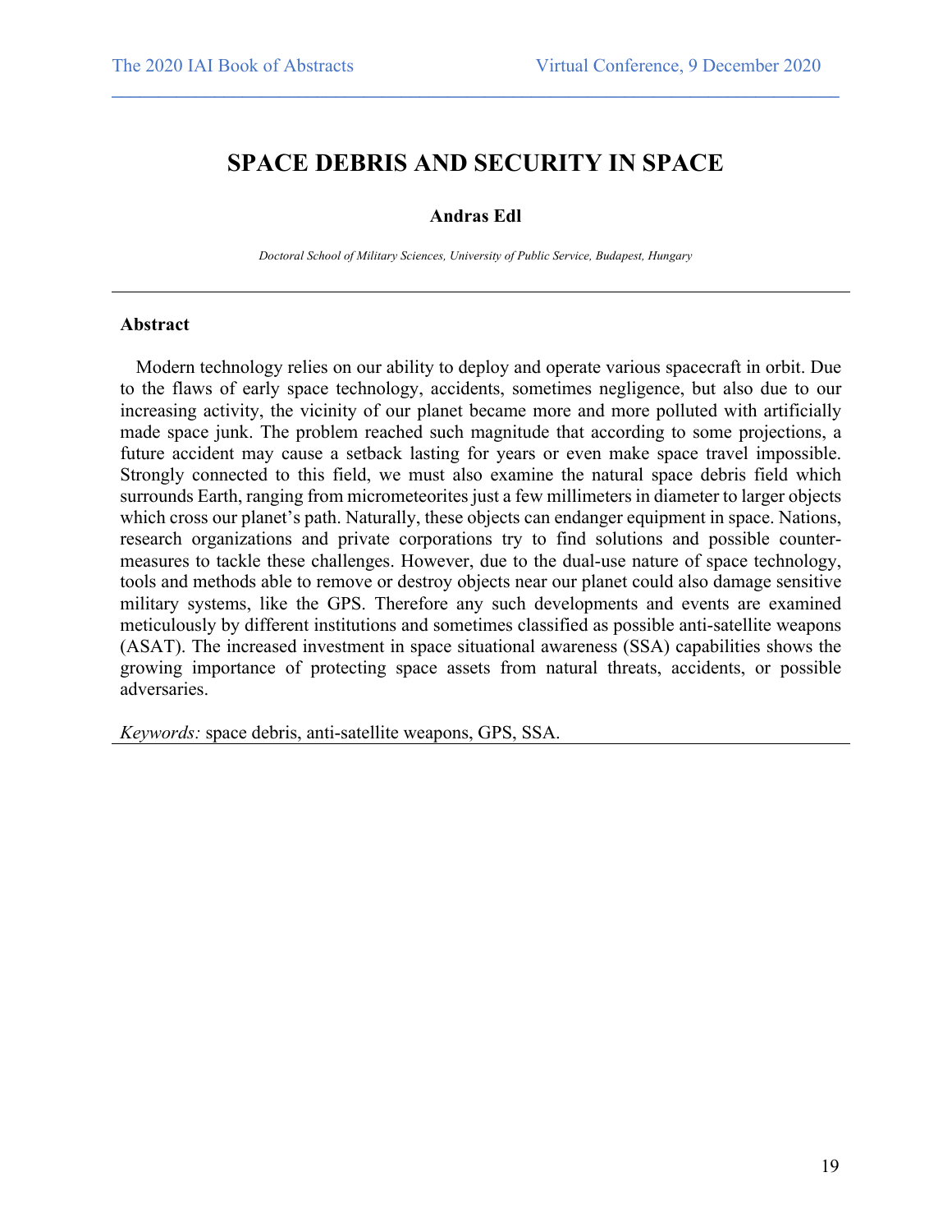# SPACE DEBRIS AND SECURITY IN SPACE

**Andras Edl**

*Doctoral School of Military Sciences, University of Public Service, Budapest, Hungary*

---

**Abstract**

Modern technology relies on our ability to deploy and operate various spacecraft in orbit. Due to the flaws of early space technology, accidents, sometimes negligence, but also due to our increasing activity, the vicinity of our planet became more and more polluted with artificially made space junk. The problem reached such magnitude that according to some projections, a future accident may cause a setback lasting for years or even make space travel impossible. Strongly connected to this field, we must also examine the natural space debris field which surrounds Earth, ranging from micrometeorites just a few millimeters in diameter to larger objects which cross our planet's path. Naturally, these objects can endanger equipment in space. Nations, research organizations and private corporations try to find solutions and possible counter-measures to tackle these challenges. However, due to the dual-use nature of space technology, tools and methods able to remove or destroy objects near our planet could also damage sensitive military systems, like the GPS. Therefore any such developments and events are examined meticulously by different institutions and sometimes classified as possible anti-satellite weapons (ASAT). The increased investment in space situational awareness (SSA) capabilities shows the growing importance of protecting space assets from natural threats, accidents, or possible adversaries.

*Keywords:* space debris, anti-satellite weapons, GPS, SSA.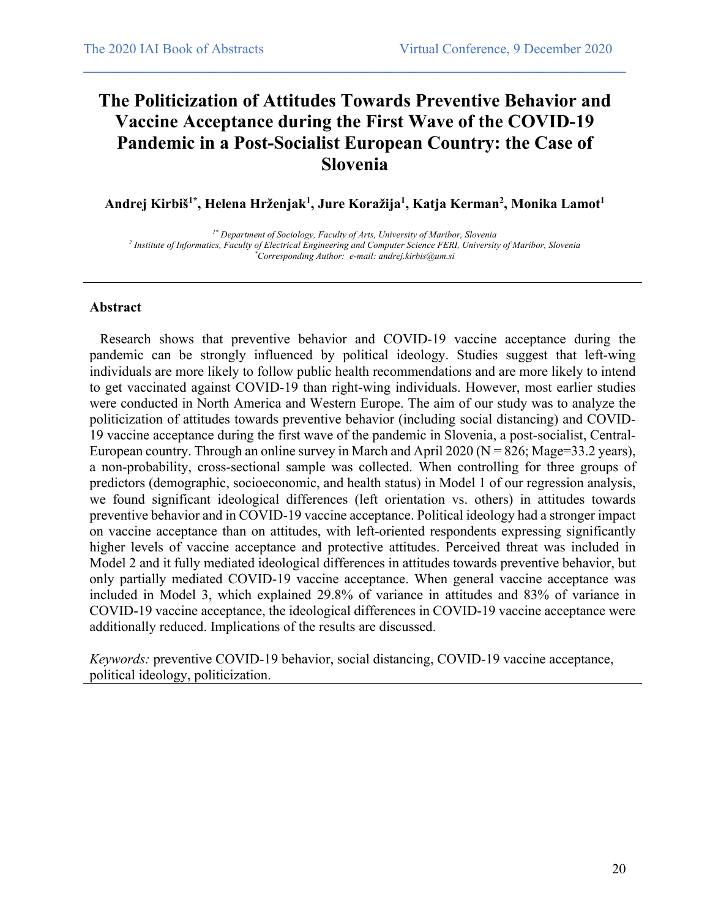# The Politicization of Attitudes Towards Preventive Behavior and Vaccine Acceptance during the First Wave of the COVID-19 Pandemic in a Post-Socialist European Country: the Case of Slovenia

**Andrej Kirbiš[1*], Helena Hrženjak[1], Jure Koražija[1], Katja Kerman[2], Monika Lamot[1]**

[1*] *Department of Sociology, Faculty of Arts, University of Maribor, Slovenia*
[2] *Institute of Informatics, Faculty of Electrical Engineering and Computer Science FERI, University of Maribor, Slovenia*
[*] *Corresponding Author: e-mail: andrej.kirbis@um.si*

---

## Abstract

Research shows that preventive behavior and COVID-19 vaccine acceptance during the pandemic can be strongly influenced by political ideology. Studies suggest that left-wing individuals are more likely to follow public health recommendations and are more likely to intend to get vaccinated against COVID-19 than right-wing individuals. However, most earlier studies were conducted in North America and Western Europe. The aim of our study was to analyze the politicization of attitudes towards preventive behavior (including social distancing) and COVID-19 vaccine acceptance during the first wave of the pandemic in Slovenia, a post-socialist, Central-European country. Through an online survey in March and April 2020 (N = 826; Mage=33.2 years), a non-probability, cross-sectional sample was collected. When controlling for three groups of predictors (demographic, socioeconomic, and health status) in Model 1 of our regression analysis, we found significant ideological differences (left orientation vs. others) in attitudes towards preventive behavior and in COVID-19 vaccine acceptance. Political ideology had a stronger impact on vaccine acceptance than on attitudes, with left-oriented respondents expressing significantly higher levels of vaccine acceptance and protective attitudes. Perceived threat was included in Model 2 and it fully mediated ideological differences in attitudes towards preventive behavior, but only partially mediated COVID-19 vaccine acceptance. When general vaccine acceptance was included in Model 3, which explained 29.8% of variance in attitudes and 83% of variance in COVID-19 vaccine acceptance, the ideological differences in COVID-19 vaccine acceptance were additionally reduced. Implications of the results are discussed.

*Keywords:* preventive COVID-19 behavior, social distancing, COVID-19 vaccine acceptance, political ideology, politicization.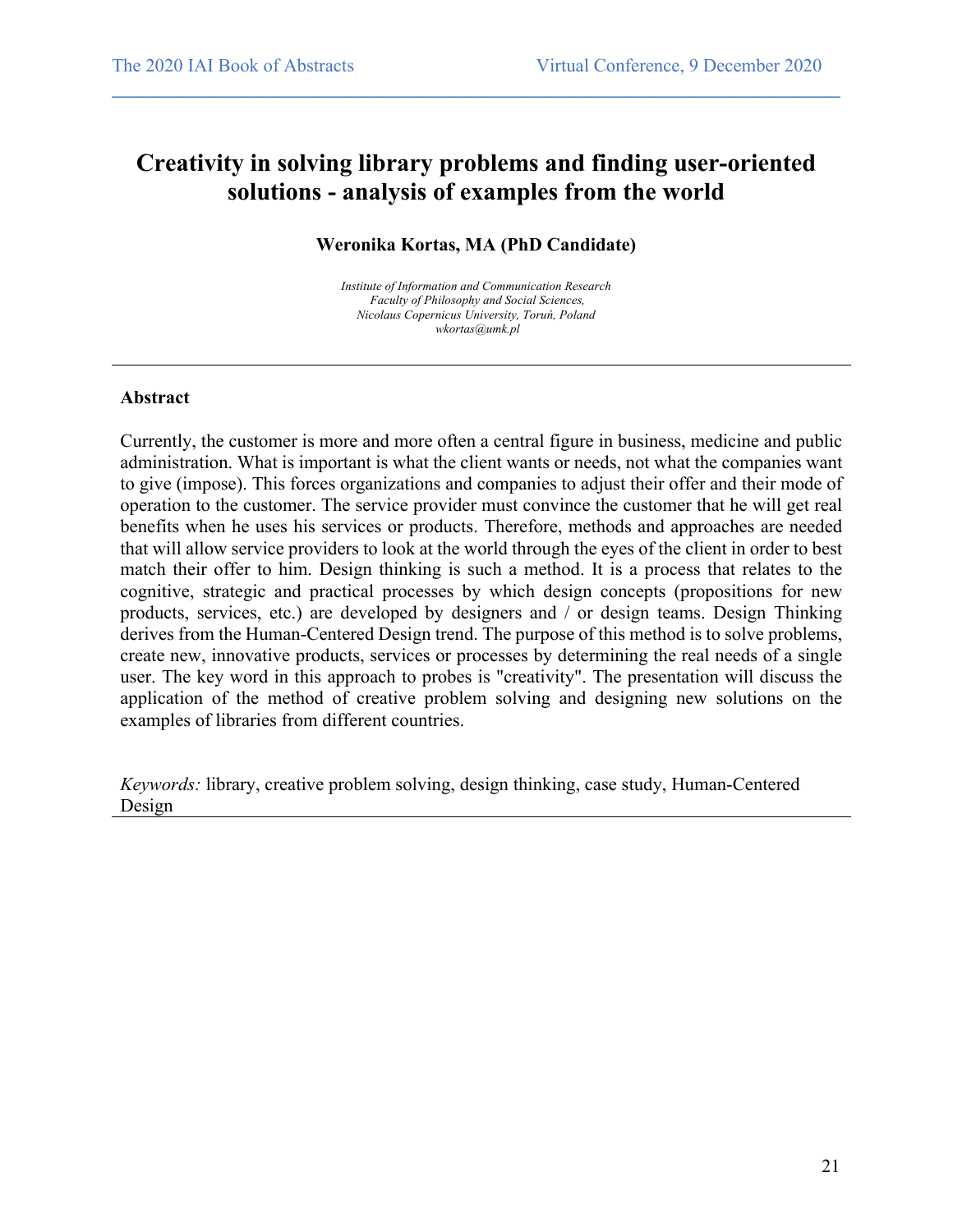# Creativity in solving library problems and finding user-oriented solutions - analysis of examples from the world

**Weronika Kortas, MA (PhD Candidate)**

*Institute of Information and Communication Research*
*Faculty of Philosophy and Social Sciences,*
*Nicolaus Copernicus University, Toruń, Poland*
*wkortas@umk.pl*

---

## Abstract

Currently, the customer is more and more often a central figure in business, medicine and public administration. What is important is what the client wants or needs, not what the companies want to give (impose). This forces organizations and companies to adjust their offer and their mode of operation to the customer. The service provider must convince the customer that he will get real benefits when he uses his services or products. Therefore, methods and approaches are needed that will allow service providers to look at the world through the eyes of the client in order to best match their offer to him. Design thinking is such a method. It is a process that relates to the cognitive, strategic and practical processes by which design concepts (propositions for new products, services, etc.) are developed by designers and / or design teams. Design Thinking derives from the Human-Centered Design trend. The purpose of this method is to solve problems, create new, innovative products, services or processes by determining the real needs of a single user. The key word in this approach to probes is "creativity". The presentation will discuss the application of the method of creative problem solving and designing new solutions on the examples of libraries from different countries.

*Keywords:* library, creative problem solving, design thinking, case study, Human-Centered Design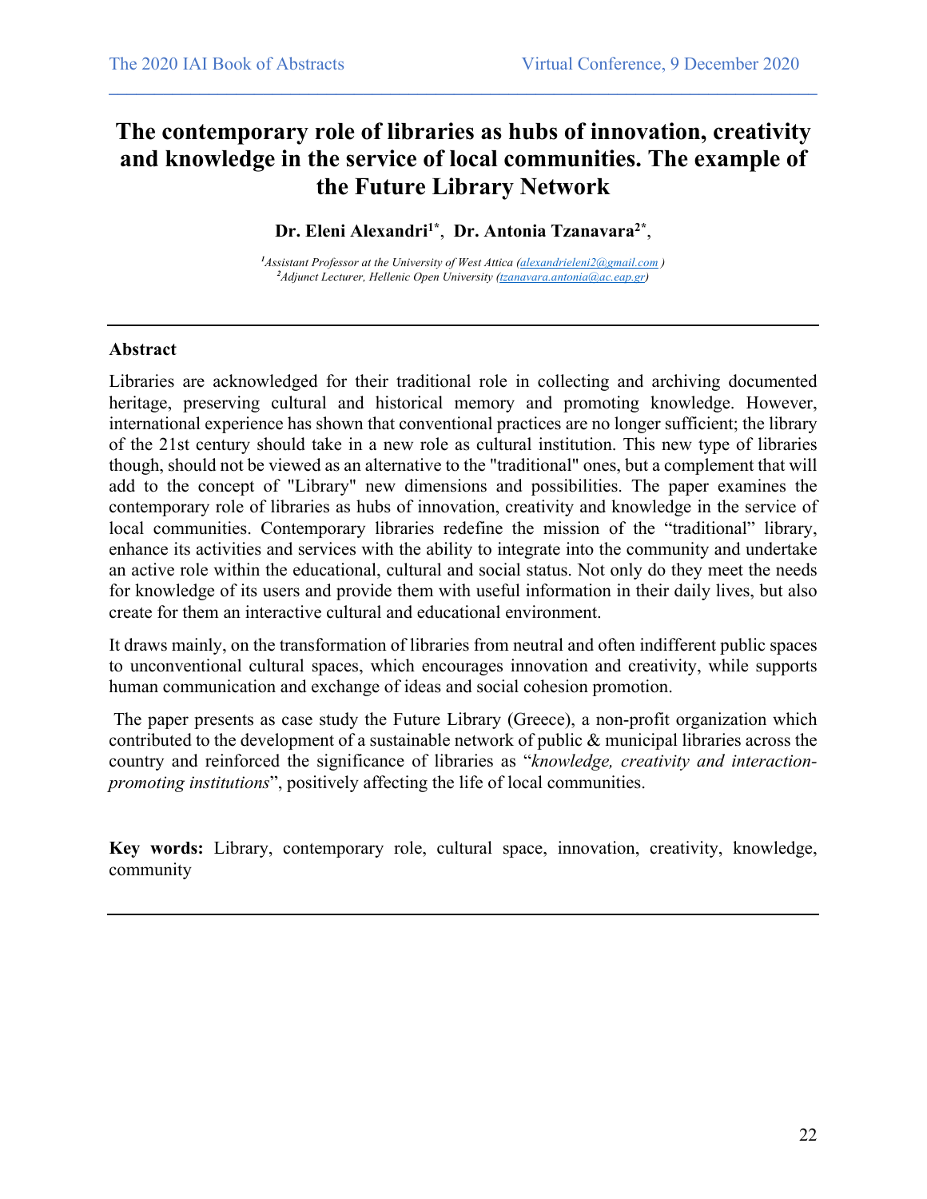# The contemporary role of libraries as hubs of innovation, creativity and knowledge in the service of local communities. The example of the Future Library Network

**Dr. Eleni Alexandri[1*], Dr. Antonia Tzanavara[2*],**

*[1]Assistant Professor at the University of West Attica (alexandrieleni2@gmail.com )*
*[2]Adjunct Lecturer, Hellenic Open University (tzanavara.antonia@ac.eap.gr)*

---

## Abstract

Libraries are acknowledged for their traditional role in collecting and archiving documented heritage, preserving cultural and historical memory and promoting knowledge. However, international experience has shown that conventional practices are no longer sufficient; the library of the 21st century should take in a new role as cultural institution. This new type of libraries though, should not be viewed as an alternative to the "traditional" ones, but a complement that will add to the concept of "Library" new dimensions and possibilities. The paper examines the contemporary role of libraries as hubs of innovation, creativity and knowledge in the service of local communities. Contemporary libraries redefine the mission of the "traditional" library, enhance its activities and services with the ability to integrate into the community and undertake an active role within the educational, cultural and social status. Not only do they meet the needs for knowledge of its users and provide them with useful information in their daily lives, but also create for them an interactive cultural and educational environment.

It draws mainly, on the transformation of libraries from neutral and often indifferent public spaces to unconventional cultural spaces, which encourages innovation and creativity, while supports human communication and exchange of ideas and social cohesion promotion.

The paper presents as case study the Future Library (Greece), a non-profit organization which contributed to the development of a sustainable network of public & municipal libraries across the country and reinforced the significance of libraries as "*knowledge, creativity and interaction-promoting institutions*", positively affecting the life of local communities.

**Key words:** Library, contemporary role, cultural space, innovation, creativity, knowledge, community

---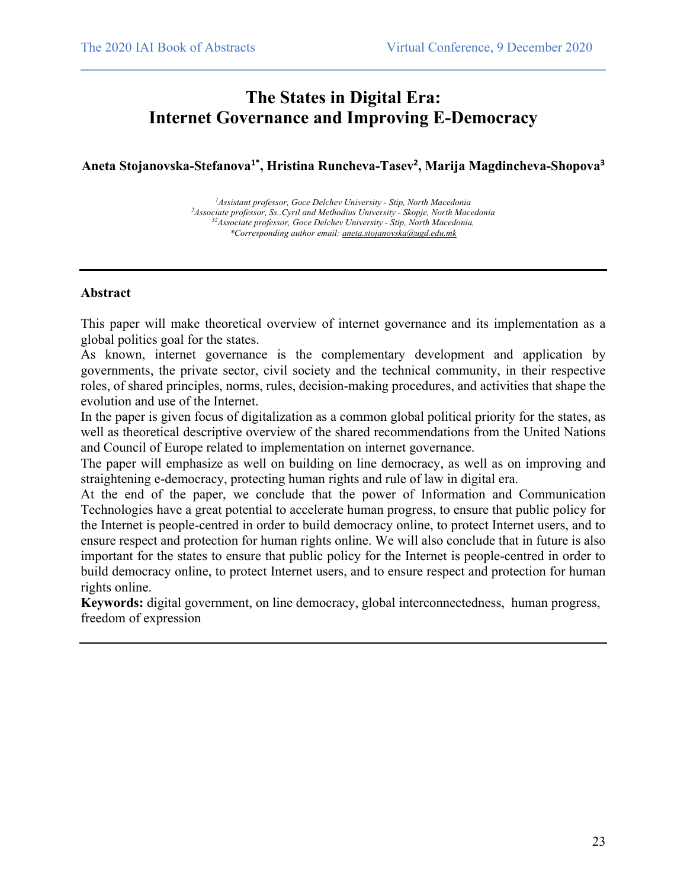# The States in Digital Era: Internet Governance and Improving E-Democracy

**Aneta Stojanovska-Stefanova[1*], Hristina Runcheva-Tasev[2], Marija Magdincheva-Shopova[3]**

*[1]Assistant professor, Goce Delchev University - Stip, North Macedonia*
*[2]Associate professor, Ss..Cyril and Methodius University - Skopje, North Macedonia*
*[32]Associate professor, Goce Delchev University - Stip, North Macedonia,*
*\*Corresponding author email: aneta.stojanovska@ugd.edu.mk*

---

**Abstract**

This paper will make theoretical overview of internet governance and its implementation as a global politics goal for the states.

As known, internet governance is the complementary development and application by governments, the private sector, civil society and the technical community, in their respective roles, of shared principles, norms, rules, decision-making procedures, and activities that shape the evolution and use of the Internet.

In the paper is given focus of digitalization as a common global political priority for the states, as well as theoretical descriptive overview of the shared recommendations from the United Nations and Council of Europe related to implementation on internet governance.

The paper will emphasize as well on building on line democracy, as well as on improving and straightening e-democracy, protecting human rights and rule of law in digital era.

At the end of the paper, we conclude that the power of Information and Communication Technologies have a great potential to accelerate human progress, to ensure that public policy for the Internet is people-centred in order to build democracy online, to protect Internet users, and to ensure respect and protection for human rights online. We will also conclude that in future is also important for the states to ensure that public policy for the Internet is people-centred in order to build democracy online, to protect Internet users, and to ensure respect and protection for human rights online.

**Keywords:** digital government, on line democracy, global interconnectedness, human progress, freedom of expression

---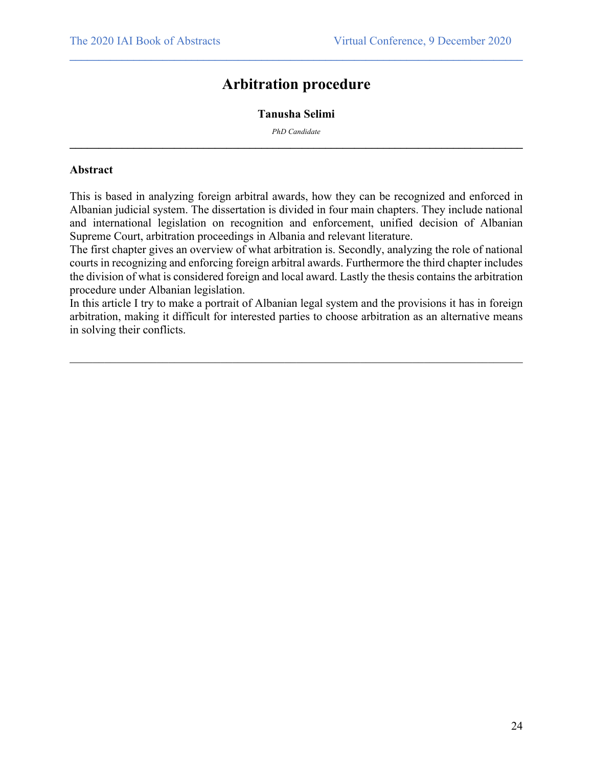# Arbitration procedure

**Tanusha Selimi**

*PhD Candidate*

---

### Abstract

This is based in analyzing foreign arbitral awards, how they can be recognized and enforced in Albanian judicial system. The dissertation is divided in four main chapters. They include national and international legislation on recognition and enforcement, unified decision of Albanian Supreme Court, arbitration proceedings in Albania and relevant literature.

The first chapter gives an overview of what arbitration is. Secondly, analyzing the role of national courts in recognizing and enforcing foreign arbitral awards. Furthermore the third chapter includes the division of what is considered foreign and local award. Lastly the thesis contains the arbitration procedure under Albanian legislation.

In this article I try to make a portrait of Albanian legal system and the provisions it has in foreign arbitration, making it difficult for interested parties to choose arbitration as an alternative means in solving their conflicts.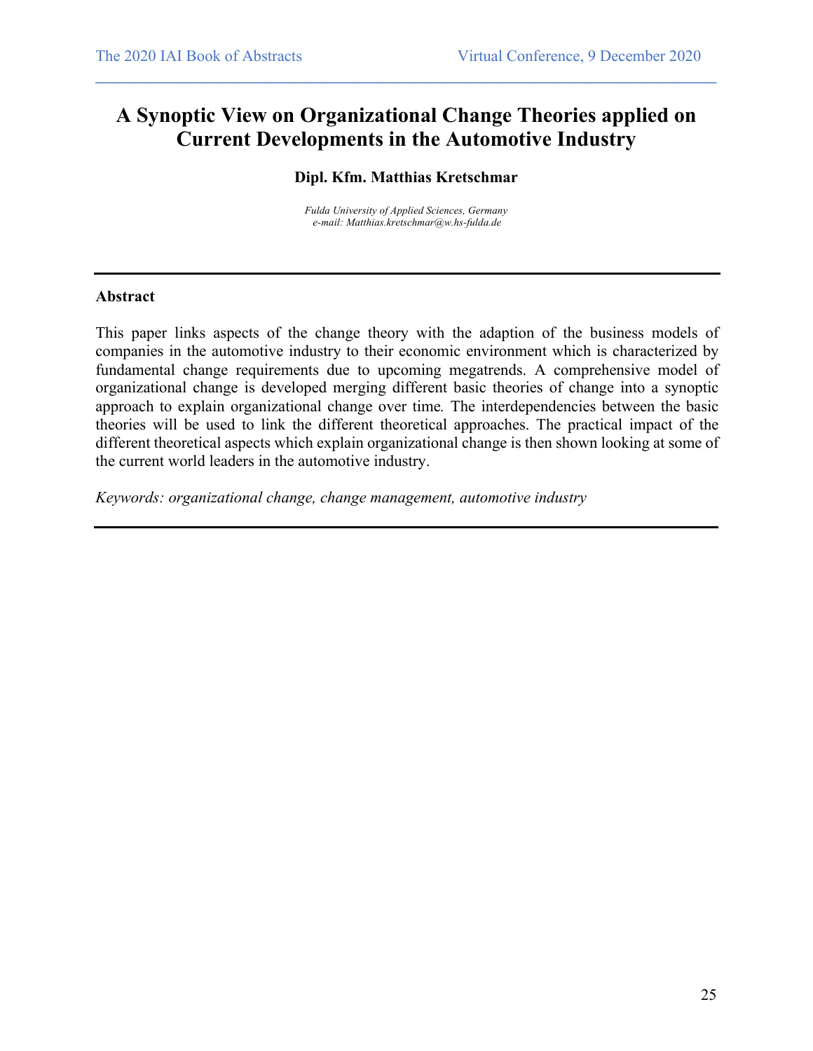# A Synoptic View on Organizational Change Theories applied on Current Developments in the Automotive Industry

**Dipl. Kfm. Matthias Kretschmar**

*Fulda University of Applied Sciences, Germany*
*e-mail: Matthias.kretschmar@w.hs-fulda.de*

---

**Abstract**

This paper links aspects of the change theory with the adaption of the business models of companies in the automotive industry to their economic environment which is characterized by fundamental change requirements due to upcoming megatrends. A comprehensive model of organizational change is developed merging different basic theories of change into a synoptic approach to explain organizational change over time. The interdependencies between the basic theories will be used to link the different theoretical approaches. The practical impact of the different theoretical aspects which explain organizational change is then shown looking at some of the current world leaders in the automotive industry.

*Keywords: organizational change, change management, automotive industry*

---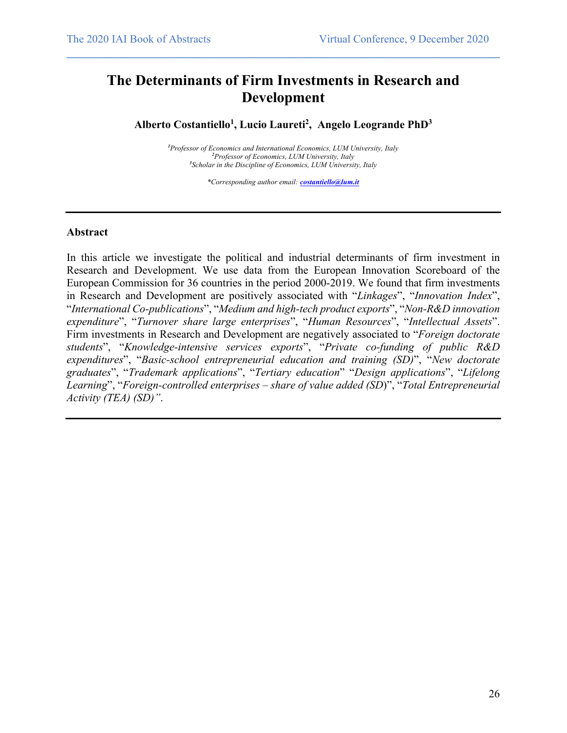# The Determinants of Firm Investments in Research and Development

**Alberto Costantiello[1], Lucio Laureti[2], Angelo Leogrande PhD[3]**

*[1]Professor of Economics and International Economics, LUM University, Italy*
*[2]Professor of Economics, LUM University, Italy*
*[3]Scholar in the Discipline of Economics, LUM University, Italy*

*\*Corresponding author email: costantiello@lum.it*

---

### Abstract

In this article we investigate the political and industrial determinants of firm investment in Research and Development. We use data from the European Innovation Scoreboard of the European Commission for 36 countries in the period 2000-2019. We found that firm investments in Research and Development are positively associated with "*Linkages*", "*Innovation Index*", "*International Co-publications*", "*Medium and high-tech product exports*", "*Non-R&D innovation expenditure*", "*Turnover share large enterprises*", "*Human Resources*", "*Intellectual Assets*". Firm investments in Research and Development are negatively associated to "*Foreign doctorate students*", "*Knowledge-intensive services exports*", "*Private co-funding of public R&D expenditures*", "*Basic-school entrepreneurial education and training (SD)*", "*New doctorate graduates*", "*Trademark applications*", "*Tertiary education*" "*Design applications*", "*Lifelong Learning*", "*Foreign-controlled enterprises – share of value added (SD*)", "*Total Entrepreneurial Activity (TEA) (SD)".*

---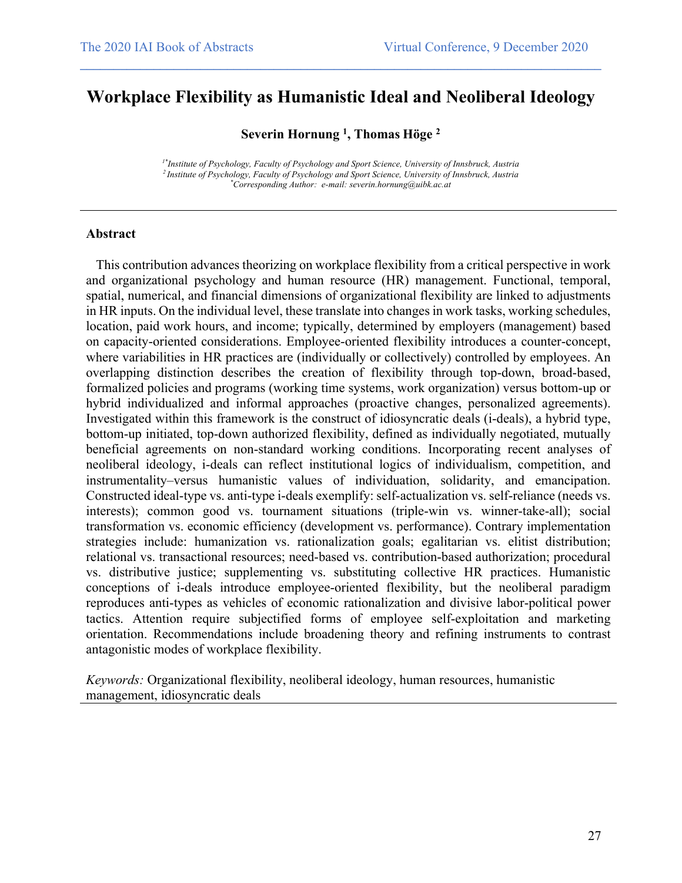# Workplace Flexibility as Humanistic Ideal and Neoliberal Ideology

**Severin Hornung [1], Thomas Höge [2]**

*[1*]Institute of Psychology, Faculty of Psychology and Sport Science, University of Innsbruck, Austria*
*[2]Institute of Psychology, Faculty of Psychology and Sport Science, University of Innsbruck, Austria*
*[*]Corresponding Author: e-mail: severin.hornung@uibk.ac.at*

---

**Abstract**

This contribution advances theorizing on workplace flexibility from a critical perspective in work and organizational psychology and human resource (HR) management. Functional, temporal, spatial, numerical, and financial dimensions of organizational flexibility are linked to adjustments in HR inputs. On the individual level, these translate into changes in work tasks, working schedules, location, paid work hours, and income; typically, determined by employers (management) based on capacity-oriented considerations. Employee-oriented flexibility introduces a counter-concept, where variabilities in HR practices are (individually or collectively) controlled by employees. An overlapping distinction describes the creation of flexibility through top-down, broad-based, formalized policies and programs (working time systems, work organization) versus bottom-up or hybrid individualized and informal approaches (proactive changes, personalized agreements). Investigated within this framework is the construct of idiosyncratic deals (i-deals), a hybrid type, bottom-up initiated, top-down authorized flexibility, defined as individually negotiated, mutually beneficial agreements on non-standard working conditions. Incorporating recent analyses of neoliberal ideology, i-deals can reflect institutional logics of individualism, competition, and instrumentality–versus humanistic values of individuation, solidarity, and emancipation. Constructed ideal-type vs. anti-type i-deals exemplify: self-actualization vs. self-reliance (needs vs. interests); common good vs. tournament situations (triple-win vs. winner-take-all); social transformation vs. economic efficiency (development vs. performance). Contrary implementation strategies include: humanization vs. rationalization goals; egalitarian vs. elitist distribution; relational vs. transactional resources; need-based vs. contribution-based authorization; procedural vs. distributive justice; supplementing vs. substituting collective HR practices. Humanistic conceptions of i-deals introduce employee-oriented flexibility, but the neoliberal paradigm reproduces anti-types as vehicles of economic rationalization and divisive labor-political power tactics. Attention require subjectified forms of employee self-exploitation and marketing orientation. Recommendations include broadening theory and refining instruments to contrast antagonistic modes of workplace flexibility.

*Keywords:* Organizational flexibility, neoliberal ideology, human resources, humanistic management, idiosyncratic deals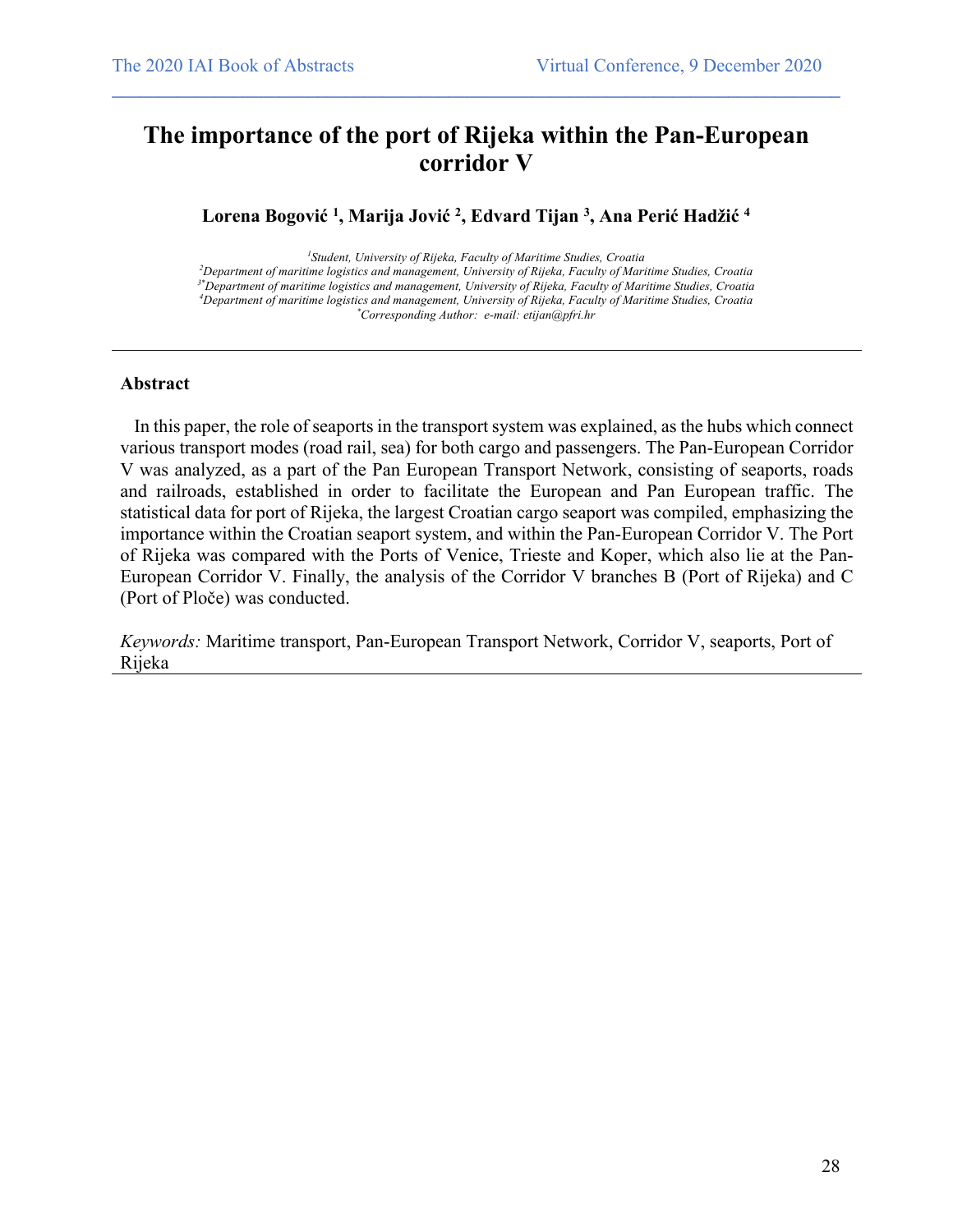# The importance of the port of Rijeka within the Pan-European corridor V

**Lorena Bogović [1], Marija Jović [2], Edvard Tijan [3], Ana Perić Hadžić [4]**

*[1]Student, University of Rijeka, Faculty of Maritime Studies, Croatia*
*[2]Department of maritime logistics and management, University of Rijeka, Faculty of Maritime Studies, Croatia*
*[3*]Department of maritime logistics and management, University of Rijeka, Faculty of Maritime Studies, Croatia*
*[4]Department of maritime logistics and management, University of Rijeka, Faculty of Maritime Studies, Croatia*
*[*]Corresponding Author: e-mail: etijan@pfri.hr*

---

## Abstract

In this paper, the role of seaports in the transport system was explained, as the hubs which connect various transport modes (road rail, sea) for both cargo and passengers. The Pan-European Corridor V was analyzed, as a part of the Pan European Transport Network, consisting of seaports, roads and railroads, established in order to facilitate the European and Pan European traffic. The statistical data for port of Rijeka, the largest Croatian cargo seaport was compiled, emphasizing the importance within the Croatian seaport system, and within the Pan-European Corridor V. The Port of Rijeka was compared with the Ports of Venice, Trieste and Koper, which also lie at the Pan-European Corridor V. Finally, the analysis of the Corridor V branches B (Port of Rijeka) and C (Port of Ploče) was conducted.

*Keywords:* Maritime transport, Pan-European Transport Network, Corridor V, seaports, Port of Rijeka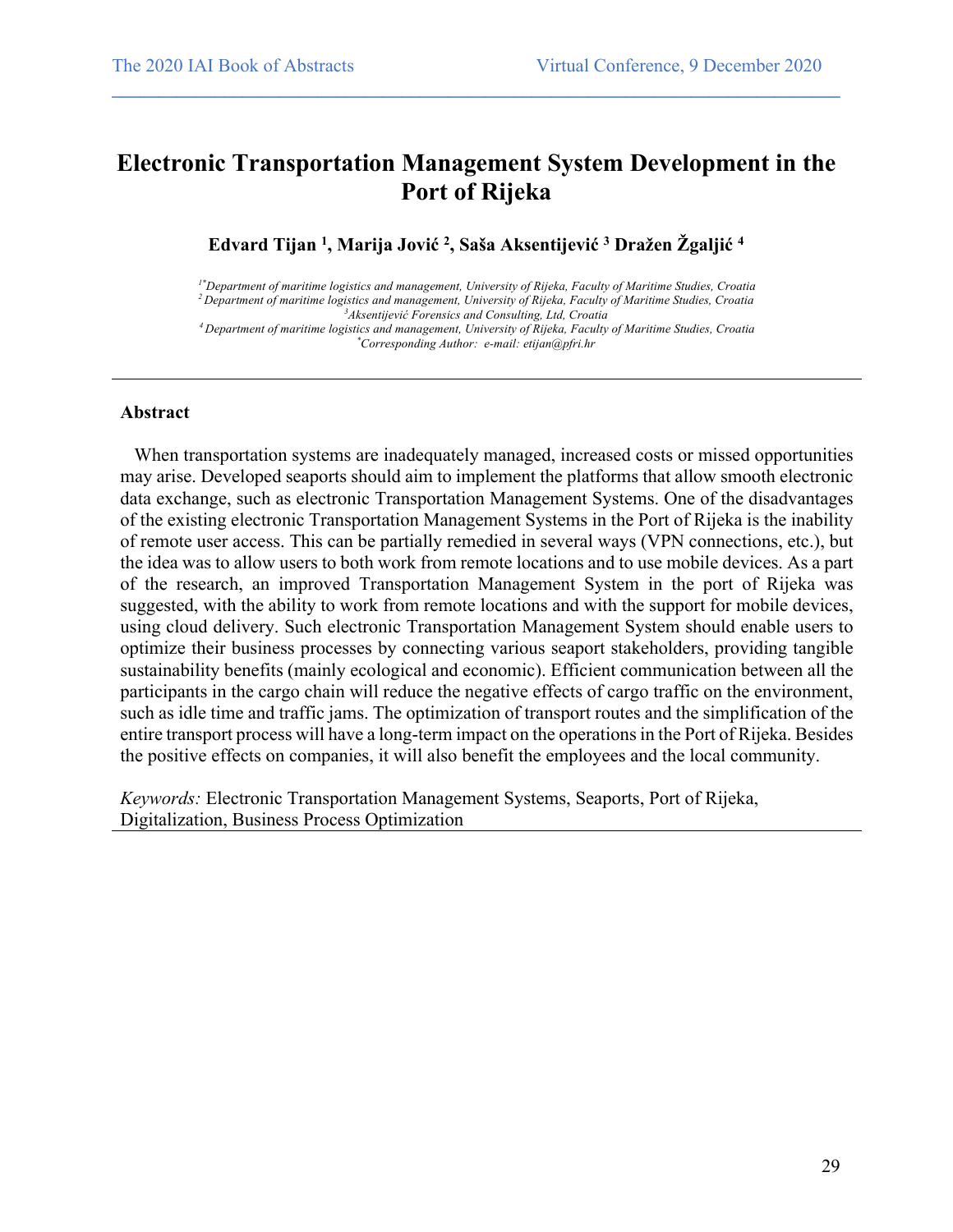# Electronic Transportation Management System Development in the Port of Rijeka

**Edvard Tijan [1], Marija Jović [2], Saša Aksentijević [3] Dražen Žgaljić [4]**

*[1*]Department of maritime logistics and management, University of Rijeka, Faculty of Maritime Studies, Croatia*
*[2]Department of maritime logistics and management, University of Rijeka, Faculty of Maritime Studies, Croatia*
*[3]Aksentijević Forensics and Consulting, Ltd, Croatia*
*[4]Department of maritime logistics and management, University of Rijeka, Faculty of Maritime Studies, Croatia*
*[*]Corresponding Author: e-mail: etijan@pfri.hr*

---

## Abstract

When transportation systems are inadequately managed, increased costs or missed opportunities may arise. Developed seaports should aim to implement the platforms that allow smooth electronic data exchange, such as electronic Transportation Management Systems. One of the disadvantages of the existing electronic Transportation Management Systems in the Port of Rijeka is the inability of remote user access. This can be partially remedied in several ways (VPN connections, etc.), but the idea was to allow users to both work from remote locations and to use mobile devices. As a part of the research, an improved Transportation Management System in the port of Rijeka was suggested, with the ability to work from remote locations and with the support for mobile devices, using cloud delivery. Such electronic Transportation Management System should enable users to optimize their business processes by connecting various seaport stakeholders, providing tangible sustainability benefits (mainly ecological and economic). Efficient communication between all the participants in the cargo chain will reduce the negative effects of cargo traffic on the environment, such as idle time and traffic jams. The optimization of transport routes and the simplification of the entire transport process will have a long-term impact on the operations in the Port of Rijeka. Besides the positive effects on companies, it will also benefit the employees and the local community.

*Keywords:* Electronic Transportation Management Systems, Seaports, Port of Rijeka, Digitalization, Business Process Optimization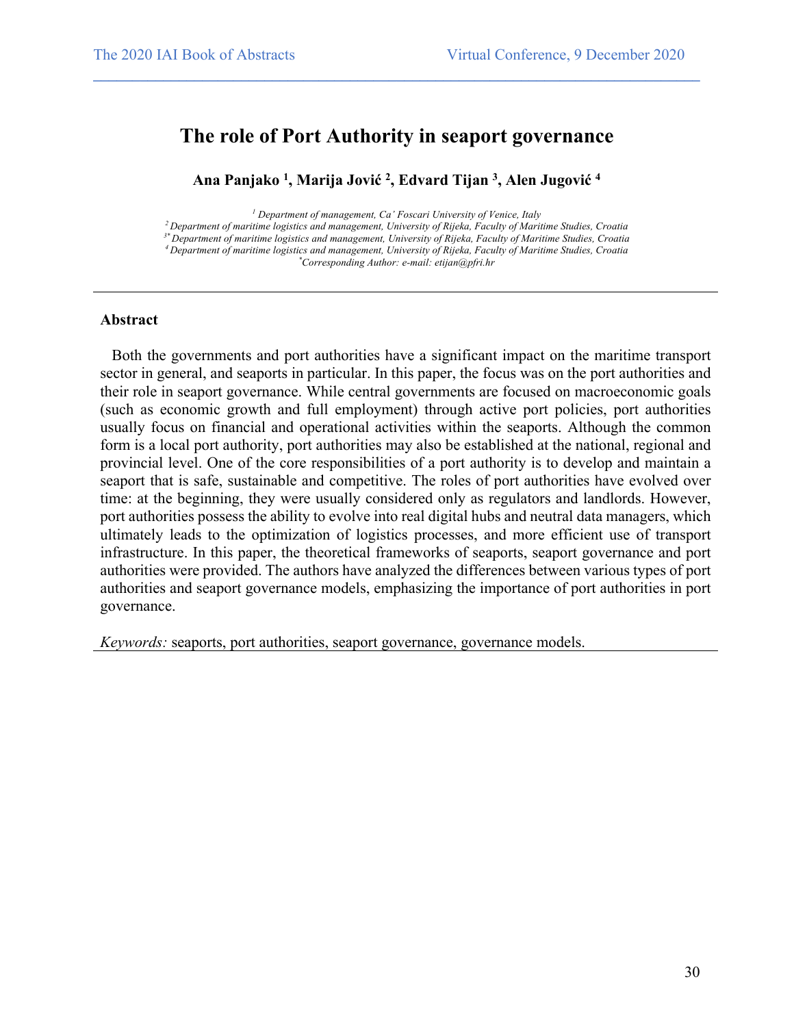# The role of Port Authority in seaport governance

**Ana Panjako [1], Marija Jović [2], Edvard Tijan [3], Alen Jugović [4]**

[1] *Department of management, Ca' Foscari University of Venice, Italy*
[2] *Department of maritime logistics and management, University of Rijeka, Faculty of Maritime Studies, Croatia*
[3*] *Department of maritime logistics and management, University of Rijeka, Faculty of Maritime Studies, Croatia*
[4] *Department of maritime logistics and management, University of Rijeka, Faculty of Maritime Studies, Croatia*
[*] *Corresponding Author: e-mail: etijan@pfri.hr*

---

**Abstract**

Both the governments and port authorities have a significant impact on the maritime transport sector in general, and seaports in particular. In this paper, the focus was on the port authorities and their role in seaport governance. While central governments are focused on macroeconomic goals (such as economic growth and full employment) through active port policies, port authorities usually focus on financial and operational activities within the seaports. Although the common form is a local port authority, port authorities may also be established at the national, regional and provincial level. One of the core responsibilities of a port authority is to develop and maintain a seaport that is safe, sustainable and competitive. The roles of port authorities have evolved over time: at the beginning, they were usually considered only as regulators and landlords. However, port authorities possess the ability to evolve into real digital hubs and neutral data managers, which ultimately leads to the optimization of logistics processes, and more efficient use of transport infrastructure. In this paper, the theoretical frameworks of seaports, seaport governance and port authorities were provided. The authors have analyzed the differences between various types of port authorities and seaport governance models, emphasizing the importance of port authorities in port governance.

*Keywords:* seaports, port authorities, seaport governance, governance models.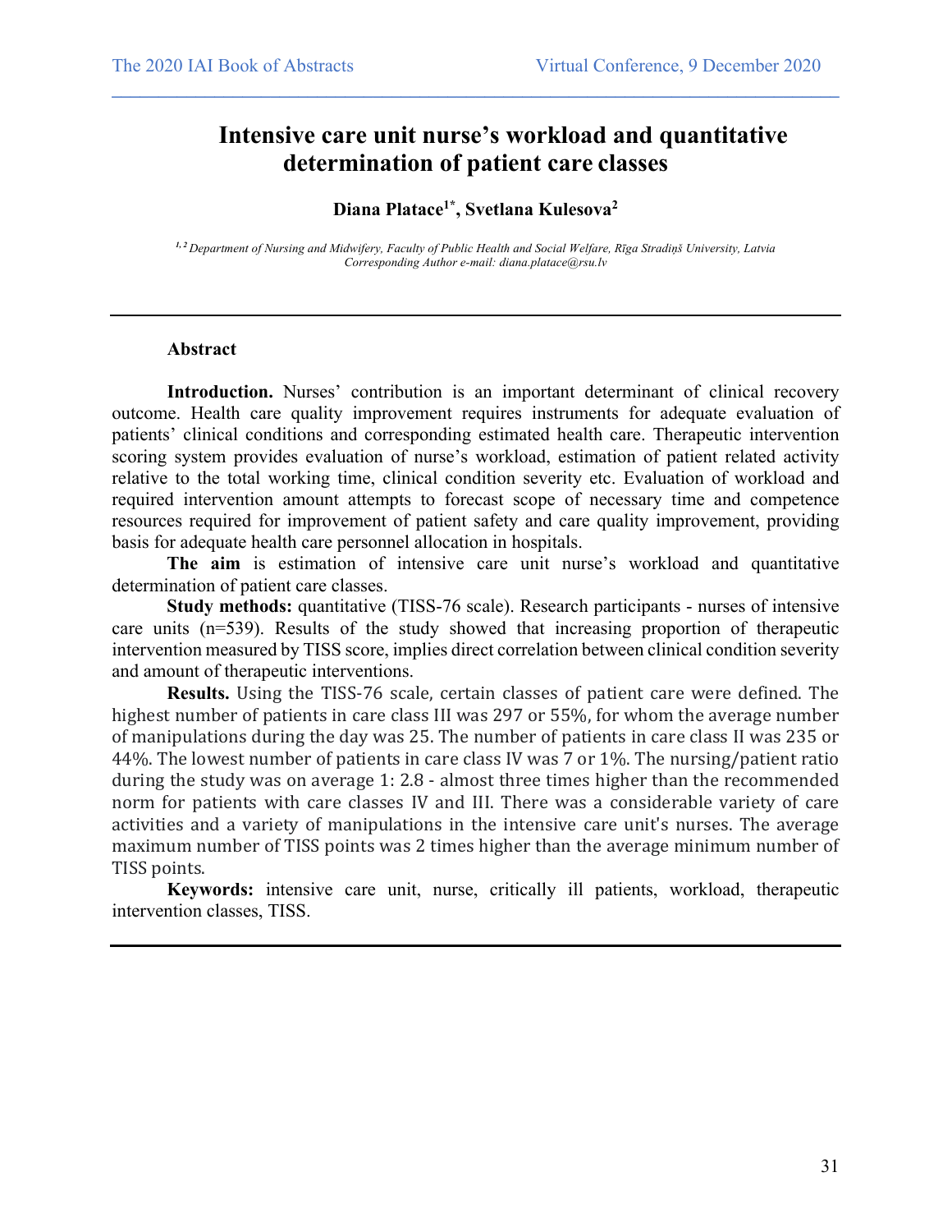# Intensive care unit nurse's workload and quantitative determination of patient care classes

**Diana Platace[1*], Svetlana Kulesova[2]**

*[1, 2] Department of Nursing and Midwifery, Faculty of Public Health and Social Welfare, Rīga Stradiņš University, Latvia*
*Corresponding Author e-mail: diana.platace@rsu.lv*

---

**Abstract**

**Introduction.** Nurses' contribution is an important determinant of clinical recovery outcome. Health care quality improvement requires instruments for adequate evaluation of patients' clinical conditions and corresponding estimated health care. Therapeutic intervention scoring system provides evaluation of nurse's workload, estimation of patient related activity relative to the total working time, clinical condition severity etc. Evaluation of workload and required intervention amount attempts to forecast scope of necessary time and competence resources required for improvement of patient safety and care quality improvement, providing basis for adequate health care personnel allocation in hospitals.

**The aim** is estimation of intensive care unit nurse's workload and quantitative determination of patient care classes.

**Study methods:** quantitative (TISS-76 scale). Research participants - nurses of intensive care units (n=539). Results of the study showed that increasing proportion of therapeutic intervention measured by TISS score, implies direct correlation between clinical condition severity and amount of therapeutic interventions.

**Results.** Using the TISS-76 scale, certain classes of patient care were defined. The highest number of patients in care class III was 297 or 55%, for whom the average number of manipulations during the day was 25. The number of patients in care class II was 235 or 44%. The lowest number of patients in care class IV was 7 or 1%. The nursing/patient ratio during the study was on average 1: 2.8 - almost three times higher than the recommended norm for patients with care classes IV and III. There was a considerable variety of care activities and a variety of manipulations in the intensive care unit's nurses. The average maximum number of TISS points was 2 times higher than the average minimum number of TISS points.

**Keywords:** intensive care unit, nurse, critically ill patients, workload, therapeutic intervention classes, TISS.

---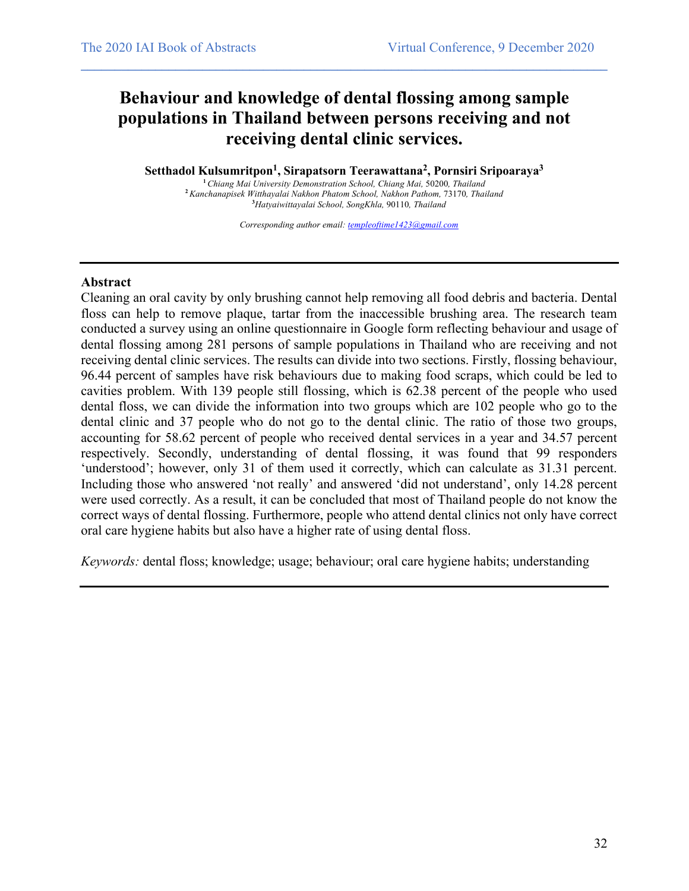# Behaviour and knowledge of dental flossing among sample populations in Thailand between persons receiving and not receiving dental clinic services.

**Setthadol Kulsumritpon[1], Sirapatsorn Teerawattana[2], Pornsiri Sripoaraya[3]**

[1] *Chiang Mai University Demonstration School, Chiang Mai,* 50200*, Thailand*
[2] *Kanchanapisek Witthayalai Nakhon Phatom School, Nakhon Pathom,* 73170*, Thailand*
[3]*Hatyaiwittayalai School, SongKhla,* 90110*, Thailand*

*Corresponding author email: templeoftime1423@gmail.com*

---

### Abstract

Cleaning an oral cavity by only brushing cannot help removing all food debris and bacteria. Dental floss can help to remove plaque, tartar from the inaccessible brushing area. The research team conducted a survey using an online questionnaire in Google form reflecting behaviour and usage of dental flossing among 281 persons of sample populations in Thailand who are receiving and not receiving dental clinic services. The results can divide into two sections. Firstly, flossing behaviour, 96.44 percent of samples have risk behaviours due to making food scraps, which could be led to cavities problem. With 139 people still flossing, which is 62.38 percent of the people who used dental floss, we can divide the information into two groups which are 102 people who go to the dental clinic and 37 people who do not go to the dental clinic. The ratio of those two groups, accounting for 58.62 percent of people who received dental services in a year and 34.57 percent respectively. Secondly, understanding of dental flossing, it was found that 99 responders 'understood'; however, only 31 of them used it correctly, which can calculate as 31.31 percent. Including those who answered 'not really' and answered 'did not understand', only 14.28 percent were used correctly. As a result, it can be concluded that most of Thailand people do not know the correct ways of dental flossing. Furthermore, people who attend dental clinics not only have correct oral care hygiene habits but also have a higher rate of using dental floss.

*Keywords:* dental floss; knowledge; usage; behaviour; oral care hygiene habits; understanding

---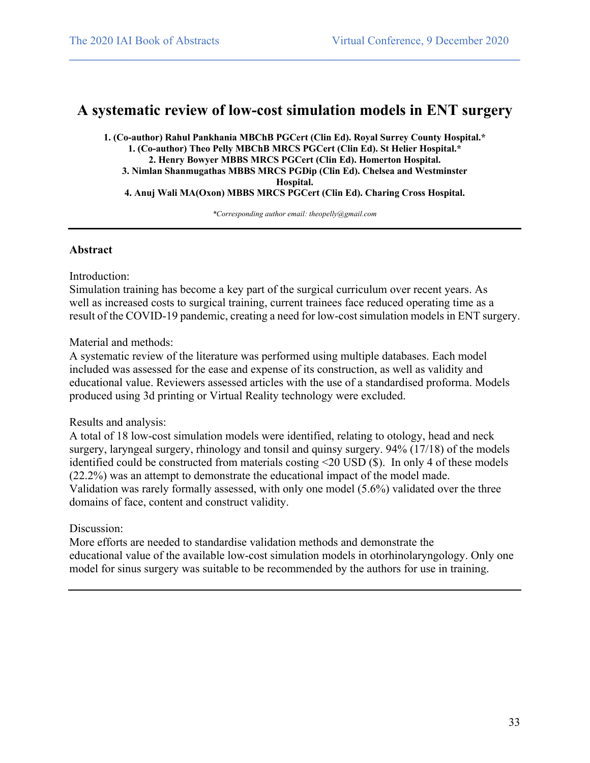# A systematic review of low-cost simulation models in ENT surgery

**1. (Co-author) Rahul Pankhania MBChB PGCert (Clin Ed). Royal Surrey County Hospital.\***
**1. (Co-author) Theo Pelly MBChB MRCS PGCert (Clin Ed). St Helier Hospital.\***
**2. Henry Bowyer MBBS MRCS PGCert (Clin Ed). Homerton Hospital.**
**3. Nimlan Shanmugathas MBBS MRCS PGDip (Clin Ed). Chelsea and Westminster Hospital.**
**4. Anuj Wali MA(Oxon) MBBS MRCS PGCert (Clin Ed). Charing Cross Hospital.**

*\*Corresponding author email: theopelly@gmail.com*

---

## Abstract

Introduction:
Simulation training has become a key part of the surgical curriculum over recent years. As well as increased costs to surgical training, current trainees face reduced operating time as a result of the COVID-19 pandemic, creating a need for low-cost simulation models in ENT surgery.

Material and methods:
A systematic review of the literature was performed using multiple databases. Each model included was assessed for the ease and expense of its construction, as well as validity and educational value. Reviewers assessed articles with the use of a standardised proforma. Models produced using 3d printing or Virtual Reality technology were excluded.

Results and analysis:
A total of 18 low-cost simulation models were identified, relating to otology, head and neck surgery, laryngeal surgery, rhinology and tonsil and quinsy surgery. 94% (17/18) of the models identified could be constructed from materials costing <20 USD ($). In only 4 of these models (22.2%) was an attempt to demonstrate the educational impact of the model made. Validation was rarely formally assessed, with only one model (5.6%) validated over the three domains of face, content and construct validity.

Discussion:
More efforts are needed to standardise validation methods and demonstrate the educational value of the available low-cost simulation models in otorhinolaryngology. Only one model for sinus surgery was suitable to be recommended by the authors for use in training.

---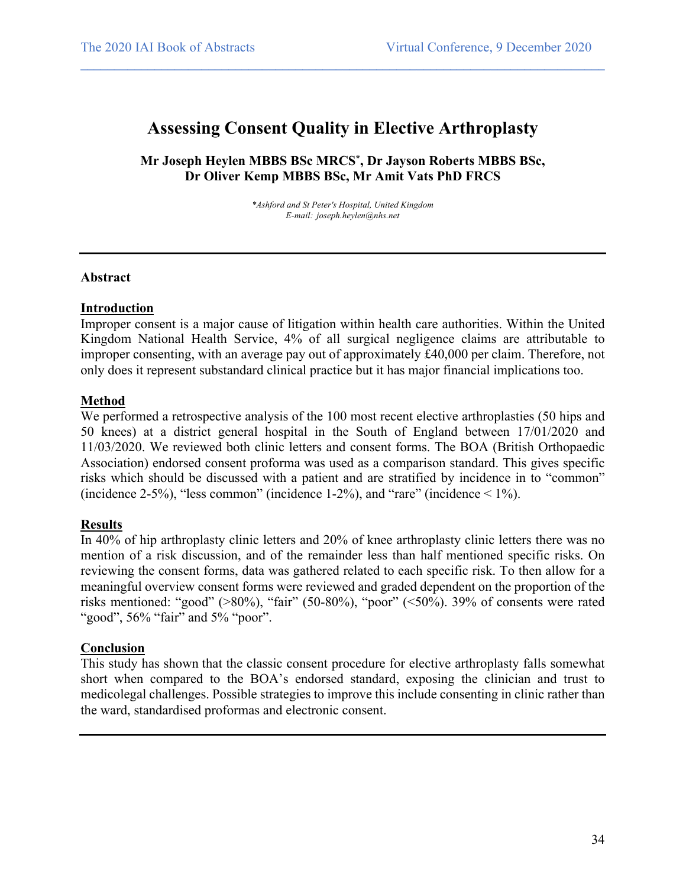# Assessing Consent Quality in Elective Arthroplasty

**Mr Joseph Heylen MBBS BSc MRCS[*], Dr Jayson Roberts MBBS BSc, Dr Oliver Kemp MBBS BSc, Mr Amit Vats PhD FRCS**

*\*Ashford and St Peter's Hospital, United Kingdom*
*E-mail: joseph.heylen@nhs.net*

---

**Abstract**

**Introduction**

Improper consent is a major cause of litigation within health care authorities. Within the United Kingdom National Health Service, 4% of all surgical negligence claims are attributable to improper consenting, with an average pay out of approximately £40,000 per claim. Therefore, not only does it represent substandard clinical practice but it has major financial implications too.

**Method**

We performed a retrospective analysis of the 100 most recent elective arthroplasties (50 hips and 50 knees) at a district general hospital in the South of England between 17/01/2020 and 11/03/2020. We reviewed both clinic letters and consent forms. The BOA (British Orthopaedic Association) endorsed consent proforma was used as a comparison standard. This gives specific risks which should be discussed with a patient and are stratified by incidence in to "common" (incidence 2-5%), "less common" (incidence 1-2%), and "rare" (incidence < 1%).

**Results**

In 40% of hip arthroplasty clinic letters and 20% of knee arthroplasty clinic letters there was no mention of a risk discussion, and of the remainder less than half mentioned specific risks. On reviewing the consent forms, data was gathered related to each specific risk. To then allow for a meaningful overview consent forms were reviewed and graded dependent on the proportion of the risks mentioned: "good" (>80%), "fair" (50-80%), "poor" (<50%). 39% of consents were rated "good", 56% "fair" and 5% "poor".

**Conclusion**

This study has shown that the classic consent procedure for elective arthroplasty falls somewhat short when compared to the BOA's endorsed standard, exposing the clinician and trust to medicolegal challenges. Possible strategies to improve this include consenting in clinic rather than the ward, standardised proformas and electronic consent.

---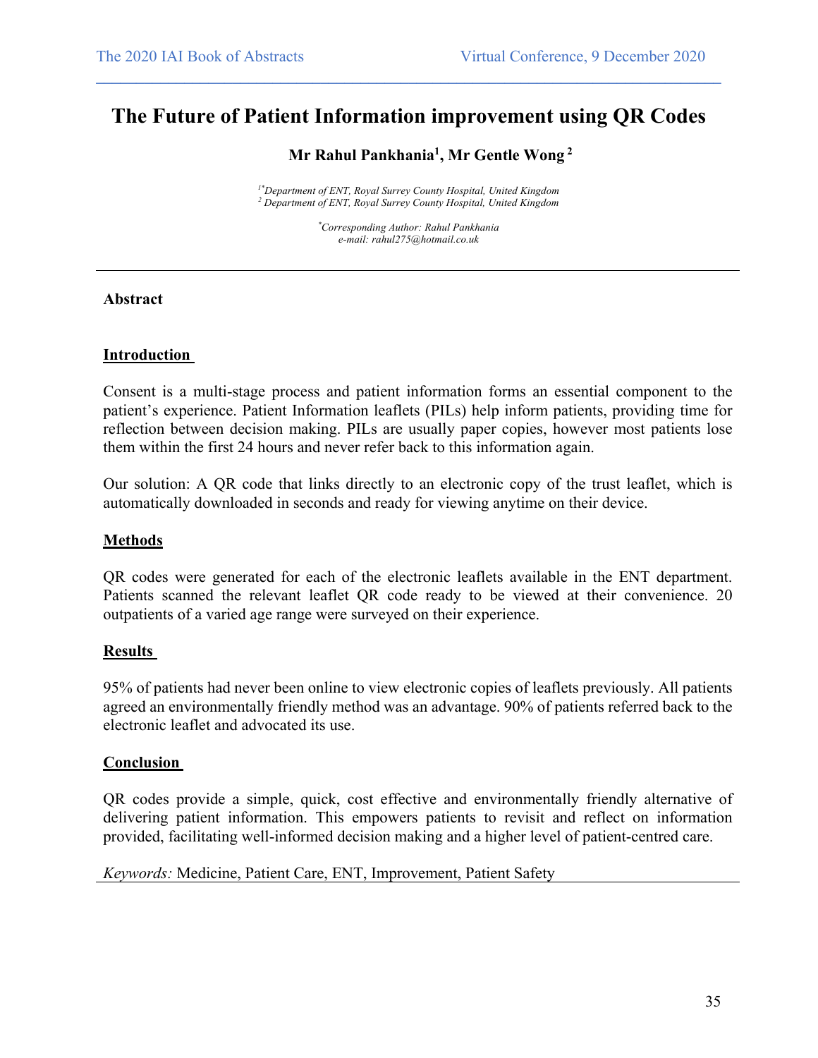# The Future of Patient Information improvement using QR Codes

**Mr Rahul Pankhania[1], Mr Gentle Wong [2]**

*[1*]Department of ENT, Royal Surrey County Hospital, United Kingdom*
*[2] Department of ENT, Royal Surrey County Hospital, United Kingdom*

*[*]Corresponding Author: Rahul Pankhania*
*e-mail: rahul275@hotmail.co.uk*

---

**Abstract**

**Introduction**

Consent is a multi-stage process and patient information forms an essential component to the patient's experience. Patient Information leaflets (PILs) help inform patients, providing time for reflection between decision making. PILs are usually paper copies, however most patients lose them within the first 24 hours and never refer back to this information again.

Our solution: A QR code that links directly to an electronic copy of the trust leaflet, which is automatically downloaded in seconds and ready for viewing anytime on their device.

**Methods**

QR codes were generated for each of the electronic leaflets available in the ENT department. Patients scanned the relevant leaflet QR code ready to be viewed at their convenience. 20 outpatients of a varied age range were surveyed on their experience.

**Results**

95% of patients had never been online to view electronic copies of leaflets previously. All patients agreed an environmentally friendly method was an advantage. 90% of patients referred back to the electronic leaflet and advocated its use.

**Conclusion**

QR codes provide a simple, quick, cost effective and environmentally friendly alternative of delivering patient information. This empowers patients to revisit and reflect on information provided, facilitating well-informed decision making and a higher level of patient-centred care.

*Keywords:* Medicine, Patient Care, ENT, Improvement, Patient Safety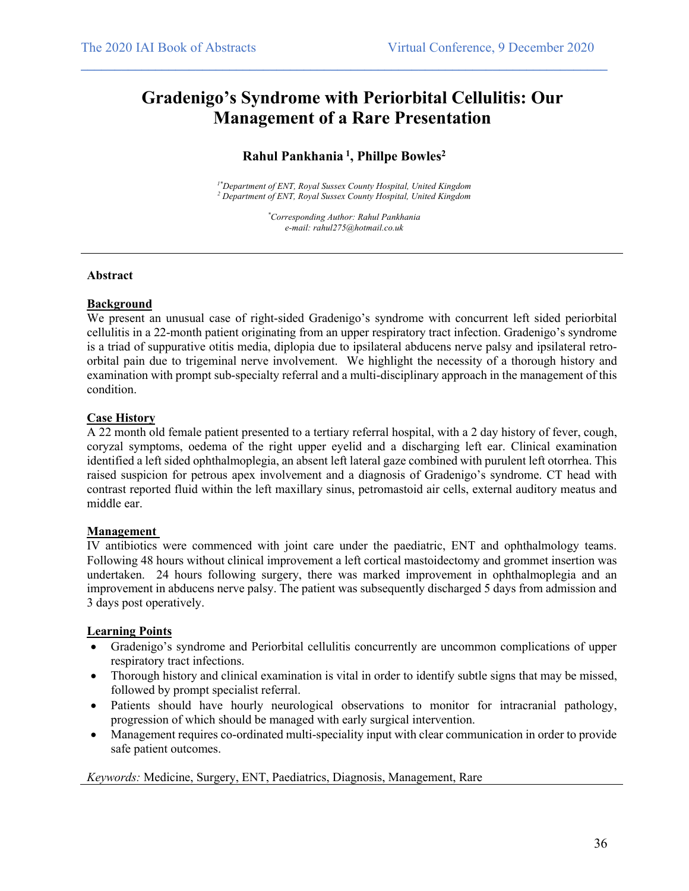# Gradenigo's Syndrome with Periorbital Cellulitis: Our Management of a Rare Presentation

**Rahul Pankhania [1], Phillpe Bowles[2]**

*[1*]Department of ENT, Royal Sussex County Hospital, United Kingdom*
*[2] Department of ENT, Royal Sussex County Hospital, United Kingdom*

*[*]Corresponding Author: Rahul Pankhania*
*e-mail: rahul275@hotmail.co.uk*

---

**Abstract**

**Background**

We present an unusual case of right-sided Gradenigo's syndrome with concurrent left sided periorbital cellulitis in a 22-month patient originating from an upper respiratory tract infection. Gradenigo's syndrome is a triad of suppurative otitis media, diplopia due to ipsilateral abducens nerve palsy and ipsilateral retro-orbital pain due to trigeminal nerve involvement. We highlight the necessity of a thorough history and examination with prompt sub-specialty referral and a multi-disciplinary approach in the management of this condition.

**Case History**

A 22 month old female patient presented to a tertiary referral hospital, with a 2 day history of fever, cough, coryzal symptoms, oedema of the right upper eyelid and a discharging left ear. Clinical examination identified a left sided ophthalmoplegia, an absent left lateral gaze combined with purulent left otorrhea. This raised suspicion for petrous apex involvement and a diagnosis of Gradenigo's syndrome. CT head with contrast reported fluid within the left maxillary sinus, petromastoid air cells, external auditory meatus and middle ear.

**Management**

IV antibiotics were commenced with joint care under the paediatric, ENT and ophthalmology teams. Following 48 hours without clinical improvement a left cortical mastoidectomy and grommet insertion was undertaken. 24 hours following surgery, there was marked improvement in ophthalmoplegia and an improvement in abducens nerve palsy. The patient was subsequently discharged 5 days from admission and 3 days post operatively.

**Learning Points**

- Gradenigo's syndrome and Periorbital cellulitis concurrently are uncommon complications of upper respiratory tract infections.
- Thorough history and clinical examination is vital in order to identify subtle signs that may be missed, followed by prompt specialist referral.
- Patients should have hourly neurological observations to monitor for intracranial pathology, progression of which should be managed with early surgical intervention.
- Management requires co-ordinated multi-speciality input with clear communication in order to provide safe patient outcomes.

*Keywords:* Medicine, Surgery, ENT, Paediatrics, Diagnosis, Management, Rare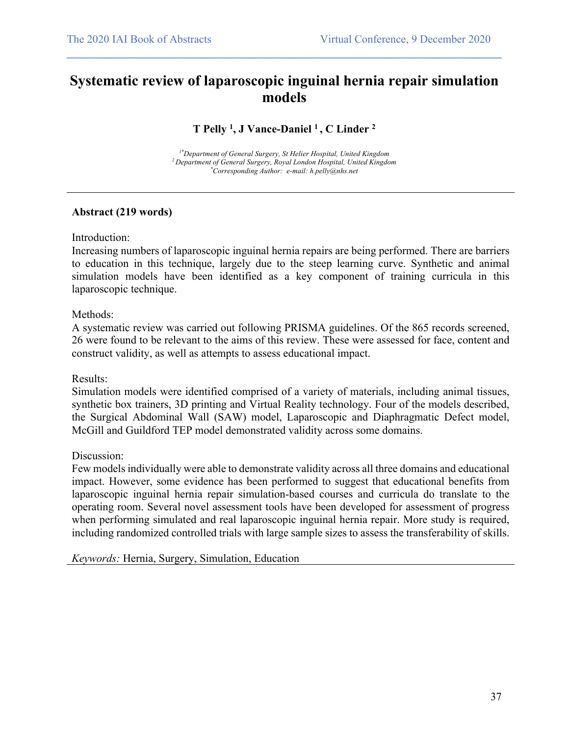# Systematic review of laparoscopic inguinal hernia repair simulation models

**T Pelly [1], J Vance-Daniel [1], C Linder [2]**

*[1*]Department of General Surgery, St Helier Hospital, United Kingdom*
*[2]Department of General Surgery, Royal London Hospital, United Kingdom*
*[*]Corresponding Author: e-mail: h.pelly@nhs.net*

---

**Abstract (219 words)**

Introduction:
Increasing numbers of laparoscopic inguinal hernia repairs are being performed. There are barriers to education in this technique, largely due to the steep learning curve. Synthetic and animal simulation models have been identified as a key component of training curricula in this laparoscopic technique.

Methods:
A systematic review was carried out following PRISMA guidelines. Of the 865 records screened, 26 were found to be relevant to the aims of this review. These were assessed for face, content and construct validity, as well as attempts to assess educational impact.

Results:
Simulation models were identified comprised of a variety of materials, including animal tissues, synthetic box trainers, 3D printing and Virtual Reality technology. Four of the models described, the Surgical Abdominal Wall (SAW) model, Laparoscopic and Diaphragmatic Defect model, McGill and Guildford TEP model demonstrated validity across some domains.

Discussion:
Few models individually were able to demonstrate validity across all three domains and educational impact. However, some evidence has been performed to suggest that educational benefits from laparoscopic inguinal hernia repair simulation-based courses and curricula do translate to the operating room. Several novel assessment tools have been developed for assessment of progress when performing simulated and real laparoscopic inguinal hernia repair. More study is required, including randomized controlled trials with large sample sizes to assess the transferability of skills.

*Keywords:* Hernia, Surgery, Simulation, Education